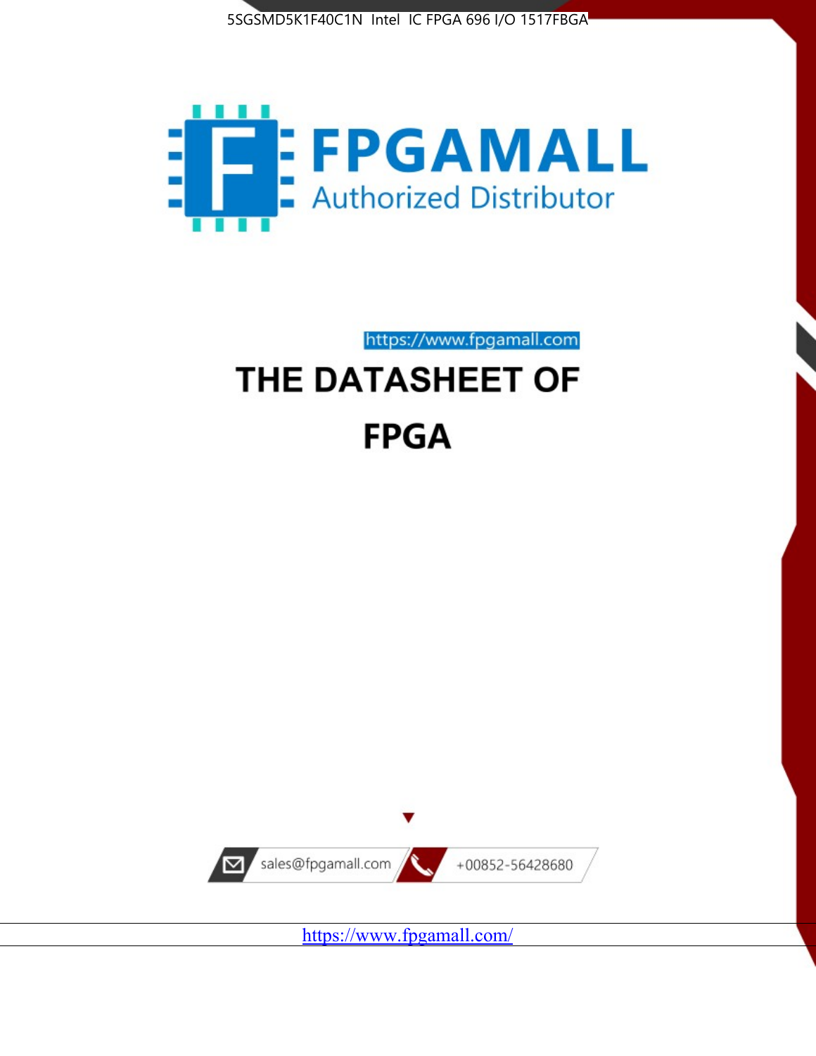5SGSMD5K1F40C1N Intel IC FPGA 696 I/O 1517FBGA

FPGAMALL

Authorized Distributor

https://www.fpgamall.com

# THE DATASHEET OF

# FPGA

sales@fpgamall.com

+00852-56428680

https://www.fpgamall.com/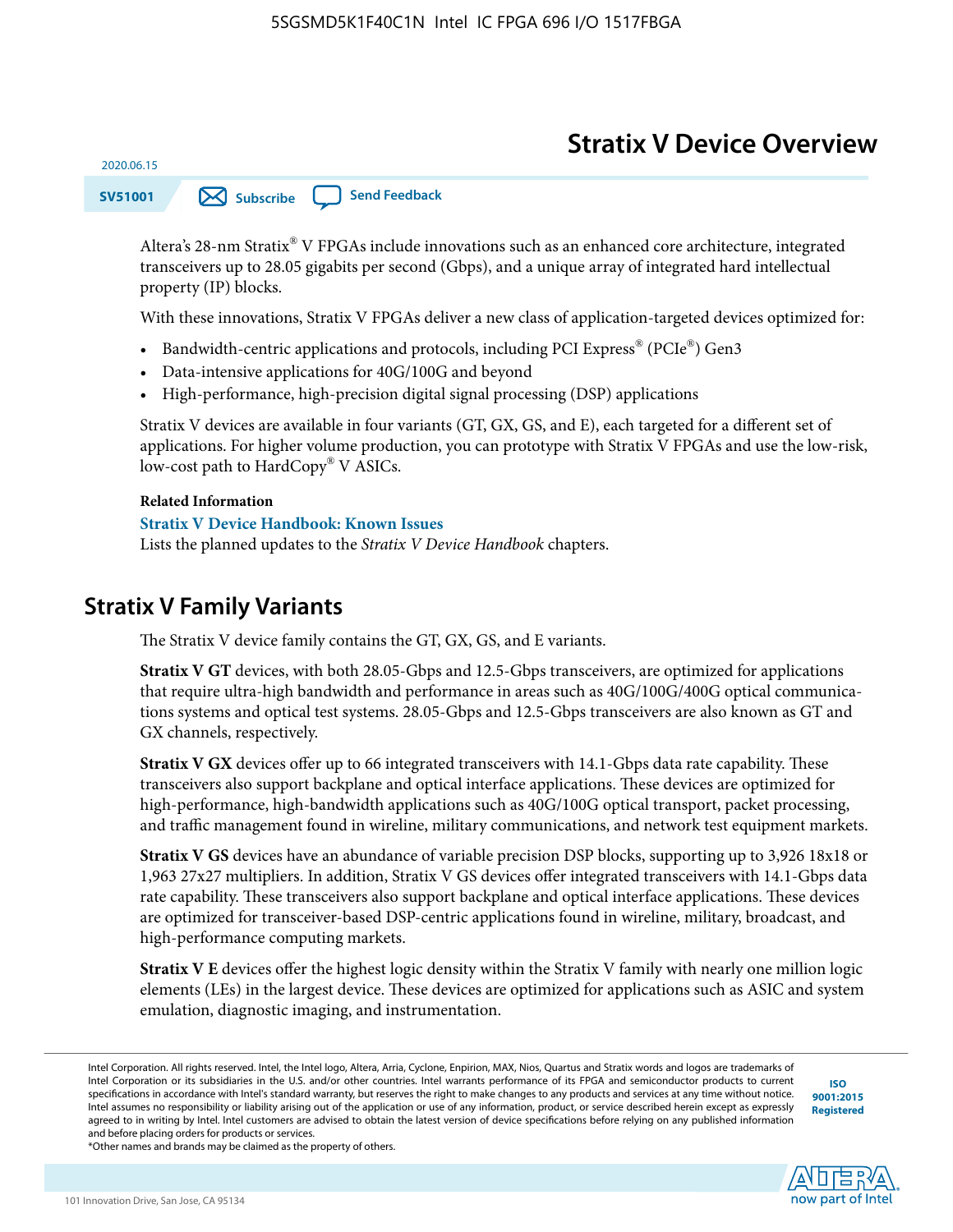# Stratix V Device Overview

2020.06.15

SV51001

Altera's 28-nm Stratix® V FPGAs include innovations such as an enhanced core architecture, integrated transceivers up to 28.05 gigabits per second (Gbps), and a unique array of integrated hard intellectual property (IP) blocks.

With these innovations, Stratix V FPGAs deliver a new class of application-targeted devices optimized for:

- Bandwidth-centric applications and protocols, including PCI Express® (PCIe®) Gen3
- Data-intensive applications for 40G/100G and beyond
- High-performance, high-precision digital signal processing (DSP) applications

Stratix V devices are available in four variants (GT, GX, GS, and E), each targeted for a different set of applications. For higher volume production, you can prototype with Stratix V FPGAs and use the low-risk, low-cost path to HardCopy® V ASICs.

**Related Information**

**Stratix V Device Handbook: Known Issues**

Lists the planned updates to the *Stratix V Device Handbook* chapters.

## Stratix V Family Variants

The Stratix V device family contains the GT, GX, GS, and E variants.

**Stratix V GT** devices, with both 28.05-Gbps and 12.5-Gbps transceivers, are optimized for applications that require ultra-high bandwidth and performance in areas such as 40G/100G/400G optical communications systems and optical test systems. 28.05-Gbps and 12.5-Gbps transceivers are also known as GT and GX channels, respectively.

**Stratix V GX** devices offer up to 66 integrated transceivers with 14.1-Gbps data rate capability. These transceivers also support backplane and optical interface applications. These devices are optimized for high-performance, high-bandwidth applications such as 40G/100G optical transport, packet processing, and traffic management found in wireline, military communications, and network test equipment markets.

**Stratix V GS** devices have an abundance of variable precision DSP blocks, supporting up to 3,926 18x18 or 1,963 27x27 multipliers. In addition, Stratix V GS devices offer integrated transceivers with 14.1-Gbps data rate capability. These transceivers also support backplane and optical interface applications. These devices are optimized for transceiver-based DSP-centric applications found in wireline, military, broadcast, and high-performance computing markets.

**Stratix V E** devices offer the highest logic density within the Stratix V family with nearly one million logic elements (LEs) in the largest device. These devices are optimized for applications such as ASIC and system emulation, diagnostic imaging, and instrumentation.

Intel Corporation. All rights reserved. Intel, the Intel logo, Altera, Arria, Cyclone, Enpirion, MAX, Nios, Quartus and Stratix words and logos are trademarks of Intel Corporation or its subsidiaries in the U.S. and/or other countries. Intel warrants performance of its FPGA and semiconductor products to current specifications in accordance with Intel's standard warranty, but reserves the right to make changes to any products and services at any time without notice. Intel assumes no responsibility or liability arising out of the application or use of any information, product, or service described herein except as expressly agreed to in writing by Intel. Intel customers are advised to obtain the latest version of device specifications before relying on any published information and before placing orders for products or services.

*Other names and brands may be claimed as the property of others.

ISO 9001:2015 Registered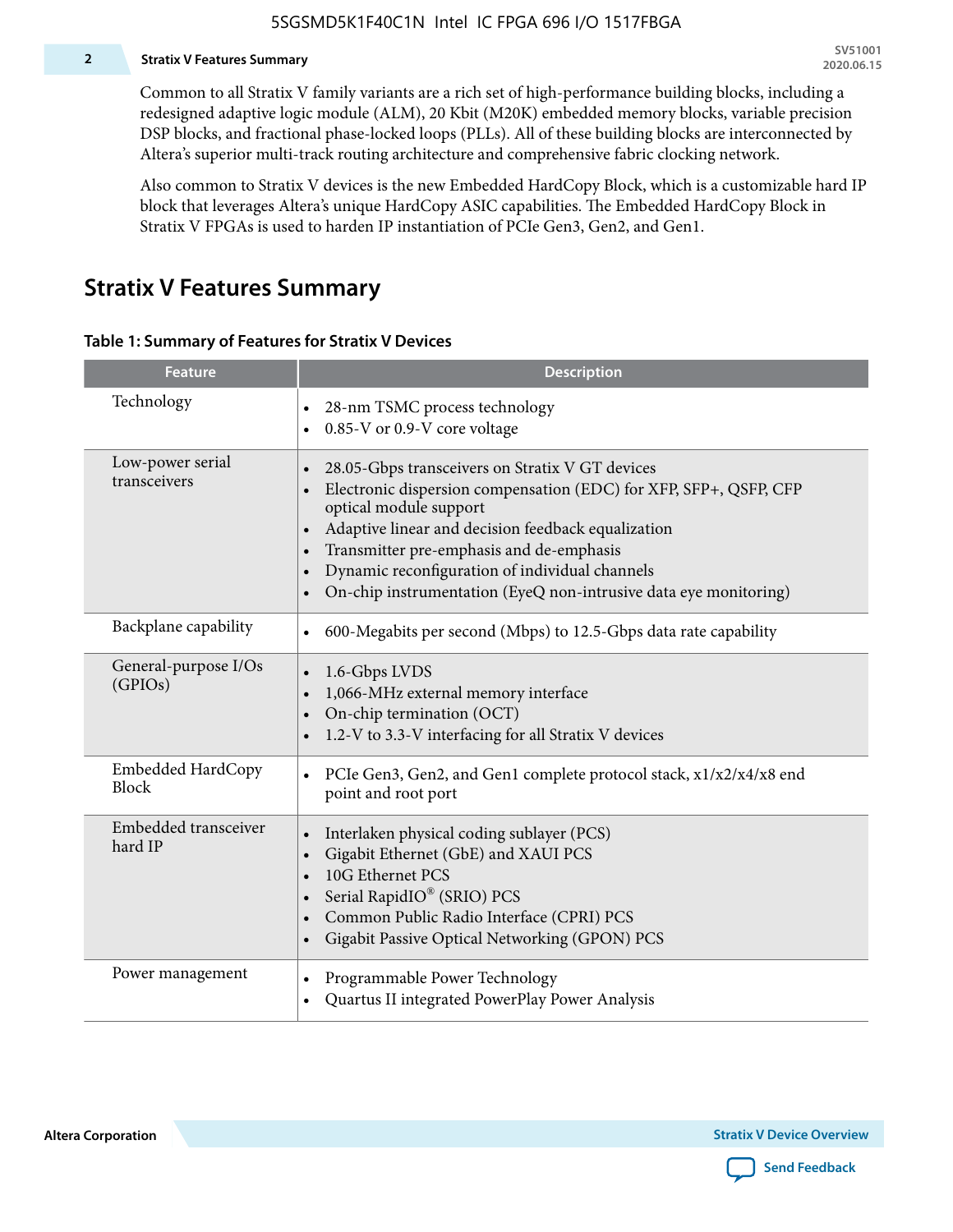Common to all Stratix V family variants are a rich set of high-performance building blocks, including a redesigned adaptive logic module (ALM), 20 Kbit (M20K) embedded memory blocks, variable precision DSP blocks, and fractional phase-locked loops (PLLs). All of these building blocks are interconnected by Altera's superior multi-track routing architecture and comprehensive fabric clocking network.

Also common to Stratix V devices is the new Embedded HardCopy Block, which is a customizable hard IP block that leverages Altera's unique HardCopy ASIC capabilities. The Embedded HardCopy Block in Stratix V FPGAs is used to harden IP instantiation of PCIe Gen3, Gen2, and Gen1.

## Stratix V Features Summary

**Table 1: Summary of Features for Stratix V Devices**

| Feature | Description |
|---|---|
| Technology | • 28-nm TSMC process technology<br>• 0.85-V or 0.9-V core voltage |
| Low-power serial transceivers | • 28.05-Gbps transceivers on Stratix V GT devices<br>• Electronic dispersion compensation (EDC) for XFP, SFP+, QSFP, CFP optical module support<br>• Adaptive linear and decision feedback equalization<br>• Transmitter pre-emphasis and de-emphasis<br>• Dynamic reconfiguration of individual channels<br>• On-chip instrumentation (EyeQ non-intrusive data eye monitoring) |
| Backplane capability | • 600-Megabits per second (Mbps) to 12.5-Gbps data rate capability |
| General-purpose I/Os (GPIOs) | • 1.6-Gbps LVDS<br>• 1,066-MHz external memory interface<br>• On-chip termination (OCT)<br>• 1.2-V to 3.3-V interfacing for all Stratix V devices |
| Embedded HardCopy Block | • PCIe Gen3, Gen2, and Gen1 complete protocol stack, x1/x2/x4/x8 end point and root port |
| Embedded transceiver hard IP | • Interlaken physical coding sublayer (PCS)<br>• Gigabit Ethernet (GbE) and XAUI PCS<br>• 10G Ethernet PCS<br>• Serial RapidIO® (SRIO) PCS<br>• Common Public Radio Interface (CPRI) PCS<br>• Gigabit Passive Optical Networking (GPON) PCS |
| Power management | • Programmable Power Technology<br>• Quartus II integrated PowerPlay Power Analysis |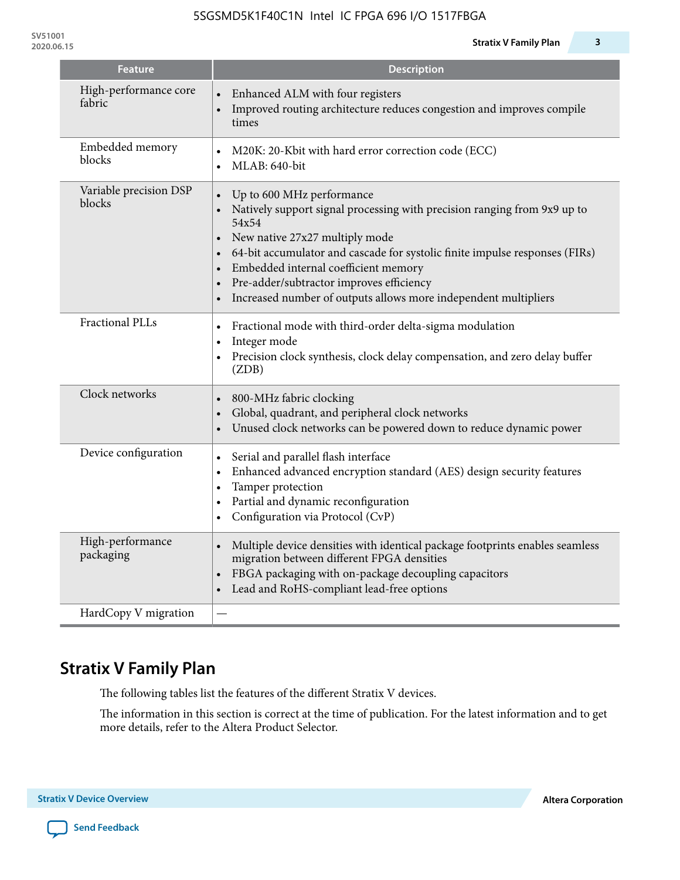| Feature | Description |
| --- | --- |
| High-performance core fabric | • Enhanced ALM with four registers<br>• Improved routing architecture reduces congestion and improves compile times |
| Embedded memory blocks | • M20K: 20-Kbit with hard error correction code (ECC)<br>• MLAB: 640-bit |
| Variable precision DSP blocks | • Up to 600 MHz performance<br>• Natively support signal processing with precision ranging from 9x9 up to 54x54<br>• New native 27x27 multiply mode<br>• 64-bit accumulator and cascade for systolic finite impulse responses (FIRs)<br>• Embedded internal coefficient memory<br>• Pre-adder/subtractor improves efficiency<br>• Increased number of outputs allows more independent multipliers |
| Fractional PLLs | • Fractional mode with third-order delta-sigma modulation<br>• Integer mode<br>• Precision clock synthesis, clock delay compensation, and zero delay buffer (ZDB) |
| Clock networks | • 800-MHz fabric clocking<br>• Global, quadrant, and peripheral clock networks<br>• Unused clock networks can be powered down to reduce dynamic power |
| Device configuration | • Serial and parallel flash interface<br>• Enhanced advanced encryption standard (AES) design security features<br>• Tamper protection<br>• Partial and dynamic reconfiguration<br>• Configuration via Protocol (CvP) |
| High-performance packaging | • Multiple device densities with identical package footprints enables seamless migration between different FPGA densities<br>• FBGA packaging with on-package decoupling capacitors<br>• Lead and RoHS-compliant lead-free options |
| HardCopy V migration | — |

## Stratix V Family Plan

The following tables list the features of the different Stratix V devices.

The information in this section is correct at the time of publication. For the latest information and to get more details, refer to the Altera Product Selector.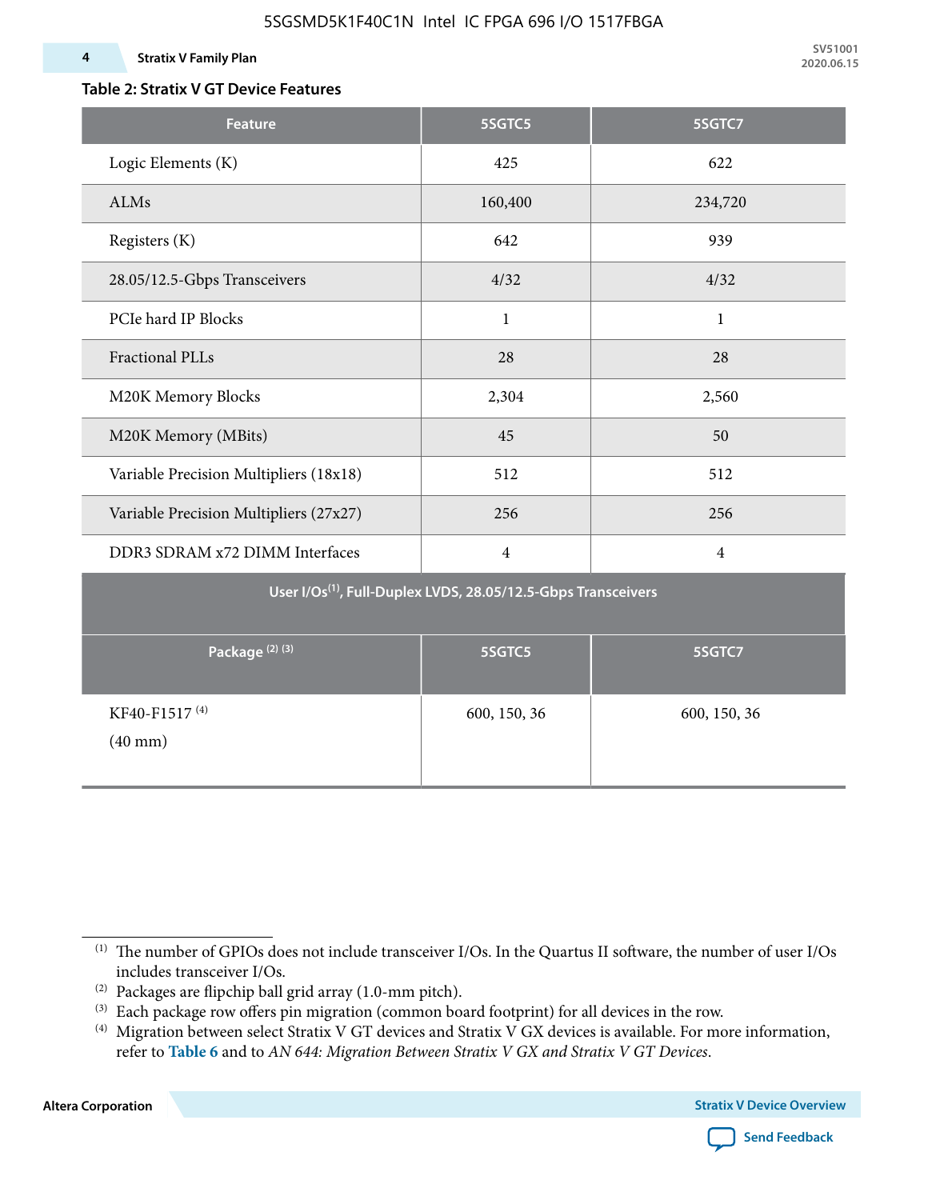**Table 2: Stratix V GT Device Features**

| Feature | 5SGTC5 | 5SGTC7 |
|---|---|---|
| Logic Elements (K) | 425 | 622 |
| ALMs | 160,400 | 234,720 |
| Registers (K) | 642 | 939 |
| 28.05/12.5-Gbps Transceivers | 4/32 | 4/32 |
| PCIe hard IP Blocks | 1 | 1 |
| Fractional PLLs | 28 | 28 |
| M20K Memory Blocks | 2,304 | 2,560 |
| M20K Memory (MBits) | 45 | 50 |
| Variable Precision Multipliers (18x18) | 512 | 512 |
| Variable Precision Multipliers (27x27) | 256 | 256 |
| DDR3 SDRAM x72 DIMM Interfaces | 4 | 4 |
| User I/Os[1], Full-Duplex LVDS, 28.05/12.5-Gbps Transceivers | | |
| Package [2] [3] | 5SGTC5 | 5SGTC7 |
| KF40-F1517 [4] (40 mm) | 600, 150, 36 | 600, 150, 36 |

[1] The number of GPIOs does not include transceiver I/Os. In the Quartus II software, the number of user I/Os includes transceiver I/Os.

[2] Packages are flipchip ball grid array (1.0-mm pitch).

[3] Each package row offers pin migration (common board footprint) for all devices in the row.

[4] Migration between select Stratix V GT devices and Stratix V GX devices is available. For more information, refer to **Table 6** and to *AN 644: Migration Between Stratix V GX and Stratix V GT Devices*.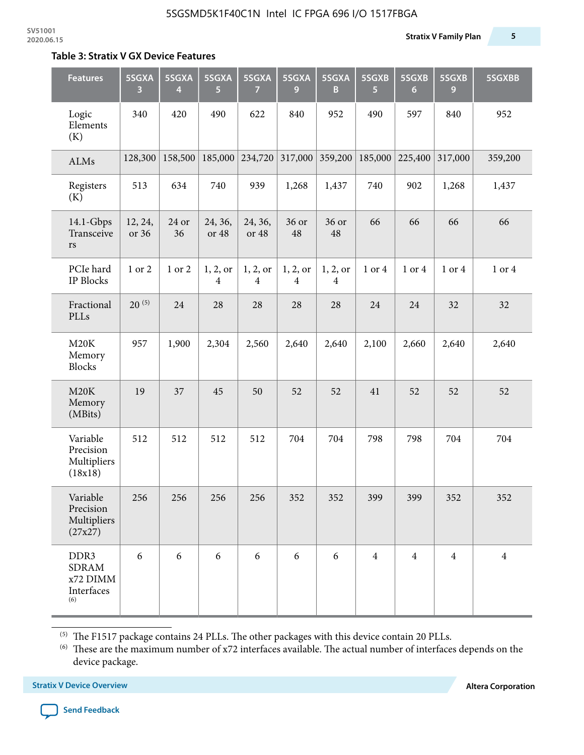**Table 3: Stratix V GX Device Features**

| Features | 5SGXA 3 | 5SGXA 4 | 5SGXA 5 | 5SGXA 7 | 5SGXA 9 | 5SGXA B | 5SGXB 5 | 5SGXB 6 | 5SGXB 9 | 5SGXBB |
|---|---|---|---|---|---|---|---|---|---|---|
| Logic Elements (K) | 340 | 420 | 490 | 622 | 840 | 952 | 490 | 597 | 840 | 952 |
| ALMs | 128,300 | 158,500 | 185,000 | 234,720 | 317,000 | 359,200 | 185,000 | 225,400 | 317,000 | 359,200 |
| Registers (K) | 513 | 634 | 740 | 939 | 1,268 | 1,437 | 740 | 902 | 1,268 | 1,437 |
| 14.1-Gbps Transceivers | 12, 24, or 36 | 24 or 36 | 24, 36, or 48 | 24, 36, or 48 | 36 or 48 | 36 or 48 | 66 | 66 | 66 | 66 |
| PCIe hard IP Blocks | 1 or 2 | 1 or 2 | 1, 2, or 4 | 1, 2, or 4 | 1, 2, or 4 | 1, 2, or 4 | 1 or 4 | 1 or 4 | 1 or 4 | 1 or 4 |
| Fractional PLLs | 20 [5] | 24 | 28 | 28 | 28 | 28 | 24 | 24 | 32 | 32 |
| M20K Memory Blocks | 957 | 1,900 | 2,304 | 2,560 | 2,640 | 2,640 | 2,100 | 2,660 | 2,640 | 2,640 |
| M20K Memory (MBits) | 19 | 37 | 45 | 50 | 52 | 52 | 41 | 52 | 52 | 52 |
| Variable Precision Multipliers (18x18) | 512 | 512 | 512 | 512 | 704 | 704 | 798 | 798 | 704 | 704 |
| Variable Precision Multipliers (27x27) | 256 | 256 | 256 | 256 | 352 | 352 | 399 | 399 | 352 | 352 |
| DDR3 SDRAM x72 DIMM Interfaces [6] | 6 | 6 | 6 | 6 | 6 | 6 | 4 | 4 | 4 | 4 |

[5] The F1517 package contains 24 PLLs. The other packages with this device contain 20 PLLs.

[6] These are the maximum number of x72 interfaces available. The actual number of interfaces depends on the device package.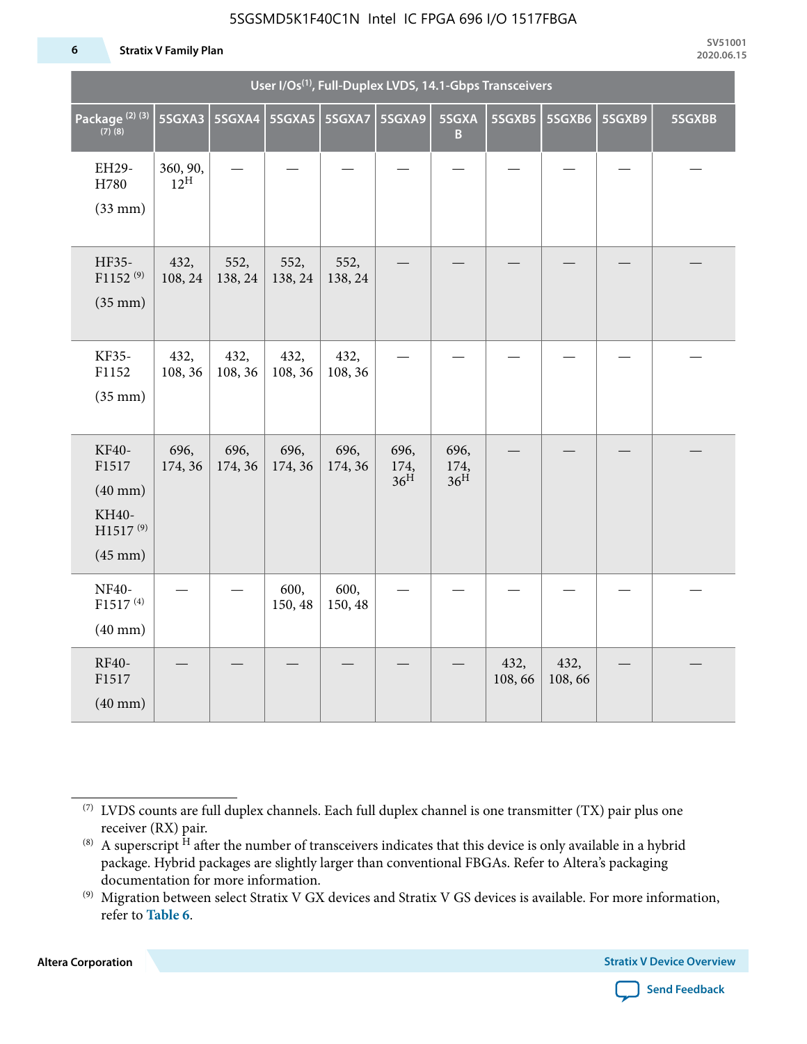| User I/Os[1], Full-Duplex LVDS, 14.1-Gbps Transceivers | | | | | | | | | | |
|---|---|---|---|---|---|---|---|---|---|---|
| Package [2] [3] [7] [8] | 5SGXA3 | 5SGXA4 | 5SGXA5 | 5SGXA7 | 5SGXA9 | 5SGXA B | 5SGXB5 | 5SGXB6 | 5SGXB9 | 5SGXBB |
| EH29-H780 (33 mm) | 360, 90, 12[H] | — | — | — | — | — | — | — | — | — |
| HF35-F1152 [9] (35 mm) | 432, 108, 24 | 552, 138, 24 | 552, 138, 24 | 552, 138, 24 | — | — | — | — | — | — |
| KF35-F1152 (35 mm) | 432, 108, 36 | 432, 108, 36 | 432, 108, 36 | 432, 108, 36 | — | — | — | — | — | — |
| KF40-F1517 (40 mm) KH40-H1517 [9] (45 mm) | 696, 174, 36 | 696, 174, 36 | 696, 174, 36 | 696, 174, 36 | 696, 174, 36[H] | 696, 174, 36[H] | — | — | — | — |
| NF40-F1517 [4] (40 mm) | — | — | 600, 150, 48 | 600, 150, 48 | — | — | — | — | — | — |
| RF40-F1517 (40 mm) | — | — | — | — | — | — | 432, 108, 66 | 432, 108, 66 | — | — |

(7) LVDS counts are full duplex channels. Each full duplex channel is one transmitter (TX) pair plus one receiver (RX) pair.

(8) A superscript H after the number of transceivers indicates that this device is only available in a hybrid package. Hybrid packages are slightly larger than conventional FBGAs. Refer to Altera's packaging documentation for more information.

(9) Migration between select Stratix V GX devices and Stratix V GS devices is available. For more information, refer to **Table 6**.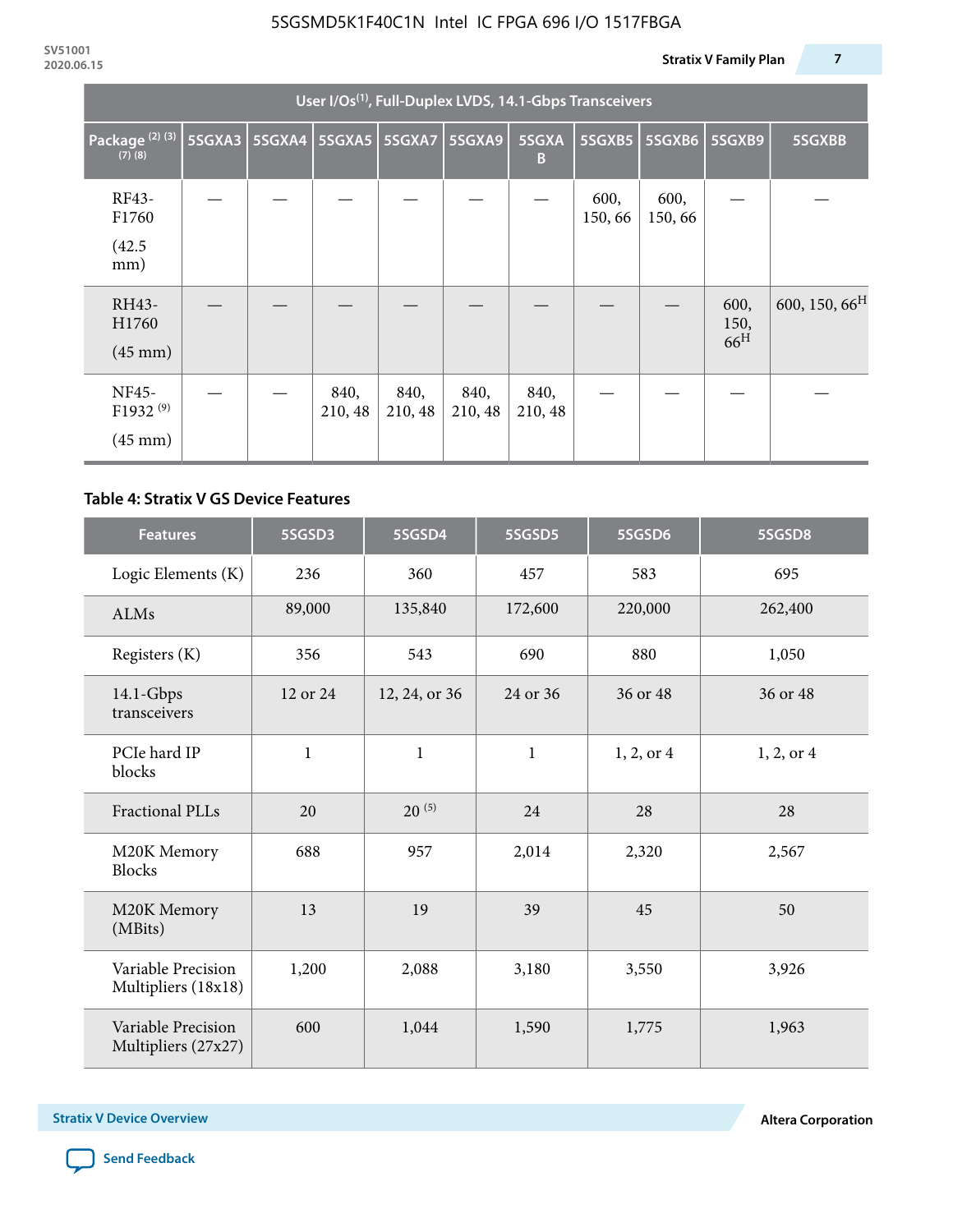| User I/Os[(1)], Full-Duplex LVDS, 14.1-Gbps Transceivers | | | | | | | | | | |
|---|---|---|---|---|---|---|---|---|---|---|
| Package [(2) (3) (7) (8)] | 5SGXA3 | 5SGXA4 | 5SGXA5 | 5SGXA7 | 5SGXA9 | 5SGXAB | 5SGXB5 | 5SGXB6 | 5SGXB9 | 5SGXBB |
| RF43-F1760 (42.5 mm) | — | — | — | — | — | — | 600, 150, 66 | 600, 150, 66 | — | — |
| RH43-H1760 (45 mm) | — | — | — | — | — | — | — | — | 600, 150, 66[H] | 600, 150, 66[H] |
| NF45-F1932 [(9)] (45 mm) | — | — | 840, 210, 48 | 840, 210, 48 | 840, 210, 48 | 840, 210, 48 | — | — | — | — |

**Table 4: Stratix V GS Device Features**

| Features | 5SGSD3 | 5SGSD4 | 5SGSD5 | 5SGSD6 | 5SGSD8 |
|---|---|---|---|---|---|
| Logic Elements (K) | 236 | 360 | 457 | 583 | 695 |
| ALMs | 89,000 | 135,840 | 172,600 | 220,000 | 262,400 |
| Registers (K) | 356 | 543 | 690 | 880 | 1,050 |
| 14.1-Gbps transceivers | 12 or 24 | 12, 24, or 36 | 24 or 36 | 36 or 48 | 36 or 48 |
| PCIe hard IP blocks | 1 | 1 | 1 | 1, 2, or 4 | 1, 2, or 4 |
| Fractional PLLs | 20 | 20 [(5)] | 24 | 28 | 28 |
| M20K Memory Blocks | 688 | 957 | 2,014 | 2,320 | 2,567 |
| M20K Memory (MBits) | 13 | 19 | 39 | 45 | 50 |
| Variable Precision Multipliers (18x18) | 1,200 | 2,088 | 3,180 | 3,550 | 3,926 |
| Variable Precision Multipliers (27x27) | 600 | 1,044 | 1,590 | 1,775 | 1,963 |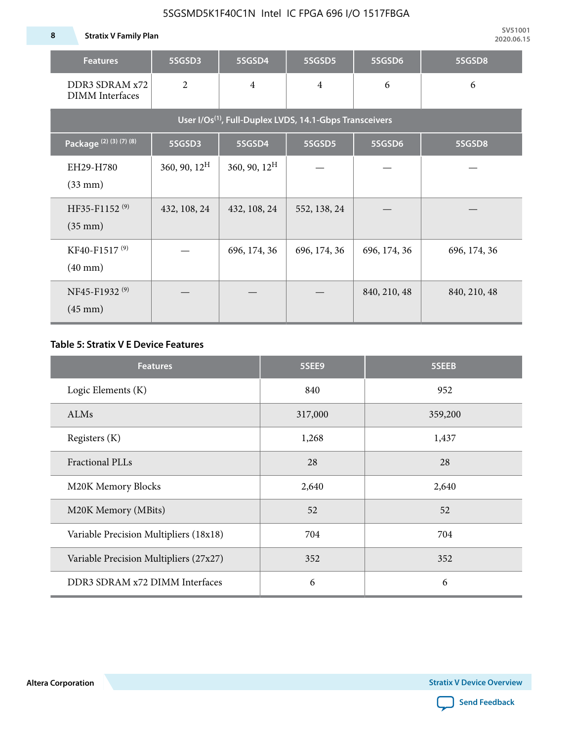| Features | 5SGSD3 | 5SGSD4 | 5SGSD5 | 5SGSD6 | 5SGSD8 |
|---|---|---|---|---|---|
| DDR3 SDRAM x72 DIMM Interfaces | 2 | 4 | 4 | 6 | 6 |
| User I/Os[(1)], Full-Duplex LVDS, 14.1-Gbps Transceivers | | | | | |
| Package [(2) (3) (7) (8)] | 5SGSD3 | 5SGSD4 | 5SGSD5 | 5SGSD6 | 5SGSD8 |
| EH29-H780 (33 mm) | 360, 90, 12[H] | 360, 90, 12[H] | — | — | — |
| HF35-F1152 [(9)] (35 mm) | 432, 108, 24 | 432, 108, 24 | 552, 138, 24 | — | — |
| KF40-F1517 [(9)] (40 mm) | — | 696, 174, 36 | 696, 174, 36 | 696, 174, 36 | 696, 174, 36 |
| NF45-F1932 [(9)] (45 mm) | — | — | — | 840, 210, 48 | 840, 210, 48 |

**Table 5: Stratix V E Device Features**

| Features | 5SEE9 | 5SEEB |
|---|---|---|
| Logic Elements (K) | 840 | 952 |
| ALMs | 317,000 | 359,200 |
| Registers (K) | 1,268 | 1,437 |
| Fractional PLLs | 28 | 28 |
| M20K Memory Blocks | 2,640 | 2,640 |
| M20K Memory (MBits) | 52 | 52 |
| Variable Precision Multipliers (18x18) | 704 | 704 |
| Variable Precision Multipliers (27x27) | 352 | 352 |
| DDR3 SDRAM x72 DIMM Interfaces | 6 | 6 |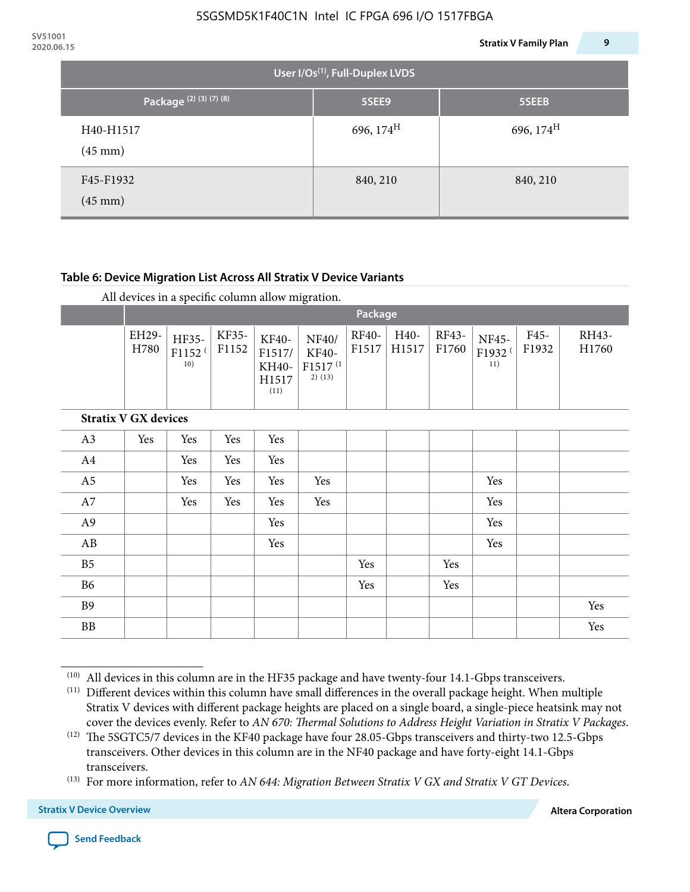| User I/Os[1], Full-Duplex LVDS | | |
|---|---|---|
| Package [2] [3] [7] [8] | 5SEE9 | 5SEEB |
| H40-H1517 (45 mm) | 696, 174[H] | 696, 174[H] |
| F45-F1932 (45 mm) | 840, 210 | 840, 210 |

**Table 6: Device Migration List Across All Stratix V Device Variants**

All devices in a specific column allow migration.

| | Package | | | | | | | | | | |
|---|---|---|---|---|---|---|---|---|---|---|---|
| | EH29-H780 | HF35-F1152 [10] | KF35-F1152 | KF40-F1517/ KH40-H1517 [11] | NF40/ KF40-F1517 [12] [13] | RF40-F1517 | H40-H1517 | RF43-F1760 | NF45-F1932 [11] | F45-F1932 | RH43-H1760 |
| **Stratix V GX devices** | | | | | | | | | | | |
| A3 | Yes | Yes | Yes | Yes | | | | | | | |
| A4 | | Yes | Yes | Yes | | | | | | | |
| A5 | | Yes | Yes | Yes | Yes | | | | Yes | | |
| A7 | | Yes | Yes | Yes | Yes | | | | Yes | | |
| A9 | | | | Yes | | | | | Yes | | |
| AB | | | | Yes | | | | | Yes | | |
| B5 | | | | | | Yes | | Yes | | | |
| B6 | | | | | | Yes | | Yes | | | |
| B9 | | | | | | | | | | | Yes |
| BB | | | | | | | | | | | Yes |

[10] All devices in this column are in the HF35 package and have twenty-four 14.1-Gbps transceivers.

[11] Different devices within this column have small differences in the overall package height. When multiple Stratix V devices with different package heights are placed on a single board, a single-piece heatsink may not cover the devices evenly. Refer to *AN 670: Thermal Solutions to Address Height Variation in Stratix V Packages*.

[12] The 5SGTC5/7 devices in the KF40 package have four 28.05-Gbps transceivers and thirty-two 12.5-Gbps transceivers. Other devices in this column are in the NF40 package and have forty-eight 14.1-Gbps transceivers.

[13] For more information, refer to *AN 644: Migration Between Stratix V GX and Stratix V GT Devices*.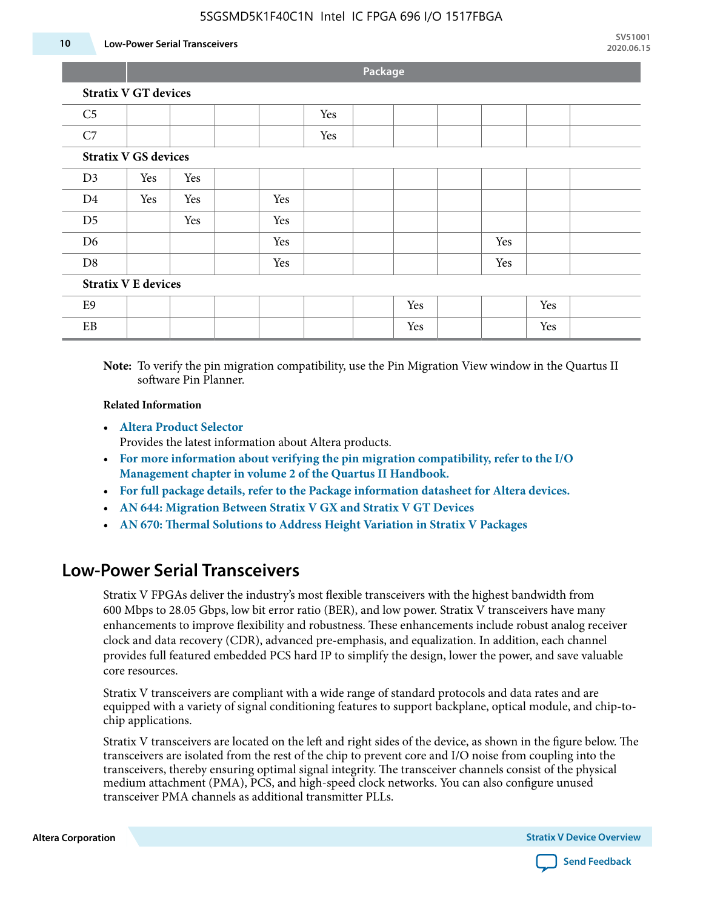| | Package | | | | | | | | | | |
|---|---|---|---|---|---|---|---|---|---|---|---|
| **Stratix V GT devices** | | | | | | | | | | | |
| C5 | | | | | Yes | | | | | | |
| C7 | | | | | Yes | | | | | | |
| **Stratix V GS devices** | | | | | | | | | | | |
| D3 | Yes | Yes | | | | | | | | | |
| D4 | Yes | Yes | | Yes | | | | | | | |
| D5 | | Yes | | Yes | | | | | | | |
| D6 | | | | Yes | | | | | Yes | | |
| D8 | | | | Yes | | | | | Yes | | |
| **Stratix V E devices** | | | | | | | | | | | |
| E9 | | | | | | | Yes | | | Yes | |
| EB | | | | | | | Yes | | | Yes | |

**Note:** To verify the pin migration compatibility, use the Pin Migration View window in the Quartus II software Pin Planner.

**Related Information**

- **Altera Product Selector**
  Provides the latest information about Altera products.
- **For more information about verifying the pin migration compatibility, refer to the I/O Management chapter in volume 2 of the Quartus II Handbook.**
- **For full package details, refer to the Package information datasheet for Altera devices.**
- **AN 644: Migration Between Stratix V GX and Stratix V GT Devices**
- **AN 670: Thermal Solutions to Address Height Variation in Stratix V Packages**

## Low-Power Serial Transceivers

Stratix V FPGAs deliver the industry's most flexible transceivers with the highest bandwidth from 600 Mbps to 28.05 Gbps, low bit error ratio (BER), and low power. Stratix V transceivers have many enhancements to improve flexibility and robustness. These enhancements include robust analog receiver clock and data recovery (CDR), advanced pre-emphasis, and equalization. In addition, each channel provides full featured embedded PCS hard IP to simplify the design, lower the power, and save valuable core resources.

Stratix V transceivers are compliant with a wide range of standard protocols and data rates and are equipped with a variety of signal conditioning features to support backplane, optical module, and chip-to-chip applications.

Stratix V transceivers are located on the left and right sides of the device, as shown in the figure below. The transceivers are isolated from the rest of the chip to prevent core and I/O noise from coupling into the transceivers, thereby ensuring optimal signal integrity. The transceiver channels consist of the physical medium attachment (PMA), PCS, and high-speed clock networks. You can also configure unused transceiver PMA channels as additional transmitter PLLs.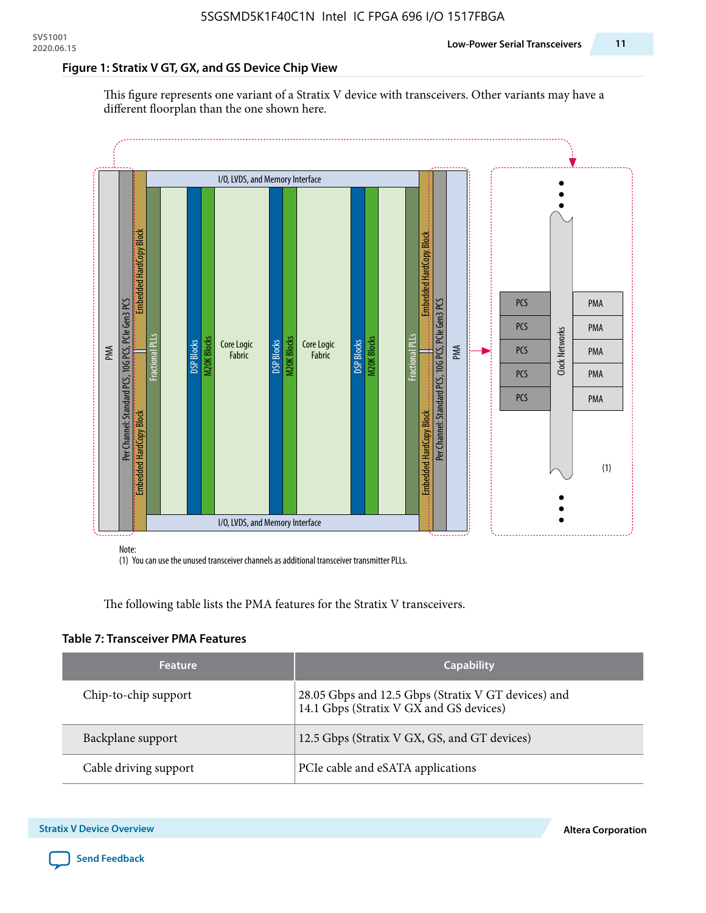**Figure 1: Stratix V GT, GX, and GS Device Chip View**

This figure represents one variant of a Stratix V device with transceivers. Other variants may have a different floorplan than the one shown here.

Note:
(1) You can use the unused transceiver channels as additional transceiver transmitter PLLs.

The following table lists the PMA features for the Stratix V transceivers.

**Table 7: Transceiver PMA Features**

| Feature | Capability |
| --- | --- |
| Chip-to-chip support | 28.05 Gbps and 12.5 Gbps (Stratix V GT devices) and 14.1 Gbps (Stratix V GX and GS devices) |
| Backplane support | 12.5 Gbps (Stratix V GX, GS, and GT devices) |
| Cable driving support | PCIe cable and eSATA applications |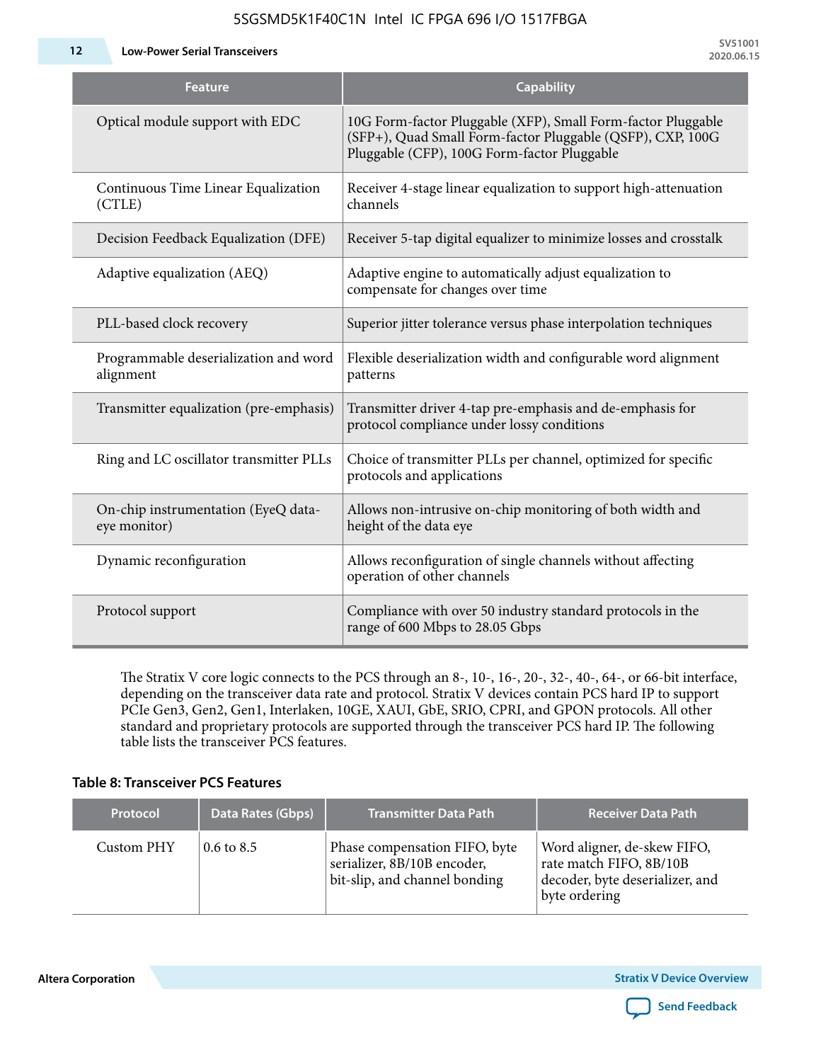| Feature | Capability |
| --- | --- |
| Optical module support with EDC | 10G Form-factor Pluggable (XFP), Small Form-factor Pluggable (SFP+), Quad Small Form-factor Pluggable (QSFP), CXP, 100G Pluggable (CFP), 100G Form-factor Pluggable |
| Continuous Time Linear Equalization (CTLE) | Receiver 4-stage linear equalization to support high-attenuation channels |
| Decision Feedback Equalization (DFE) | Receiver 5-tap digital equalizer to minimize losses and crosstalk |
| Adaptive equalization (AEQ) | Adaptive engine to automatically adjust equalization to compensate for changes over time |
| PLL-based clock recovery | Superior jitter tolerance versus phase interpolation techniques |
| Programmable deserialization and word alignment | Flexible deserialization width and configurable word alignment patterns |
| Transmitter equalization (pre-emphasis) | Transmitter driver 4-tap pre-emphasis and de-emphasis for protocol compliance under lossy conditions |
| Ring and LC oscillator transmitter PLLs | Choice of transmitter PLLs per channel, optimized for specific protocols and applications |
| On-chip instrumentation (EyeQ data-eye monitor) | Allows non-intrusive on-chip monitoring of both width and height of the data eye |
| Dynamic reconfiguration | Allows reconfiguration of single channels without affecting operation of other channels |
| Protocol support | Compliance with over 50 industry standard protocols in the range of 600 Mbps to 28.05 Gbps |

The Stratix V core logic connects to the PCS through an 8-, 10-, 16-, 20-, 32-, 40-, 64-, or 66-bit interface, depending on the transceiver data rate and protocol. Stratix V devices contain PCS hard IP to support PCIe Gen3, Gen2, Gen1, Interlaken, 10GE, XAUI, GbE, SRIO, CPRI, and GPON protocols. All other standard and proprietary protocols are supported through the transceiver PCS hard IP. The following table lists the transceiver PCS features.

**Table 8: Transceiver PCS Features**

| Protocol | Data Rates (Gbps) | Transmitter Data Path | Receiver Data Path |
| --- | --- | --- | --- |
| Custom PHY | 0.6 to 8.5 | Phase compensation FIFO, byte serializer, 8B/10B encoder, bit-slip, and channel bonding | Word aligner, de-skew FIFO, rate match FIFO, 8B/10B decoder, byte deserializer, and byte ordering |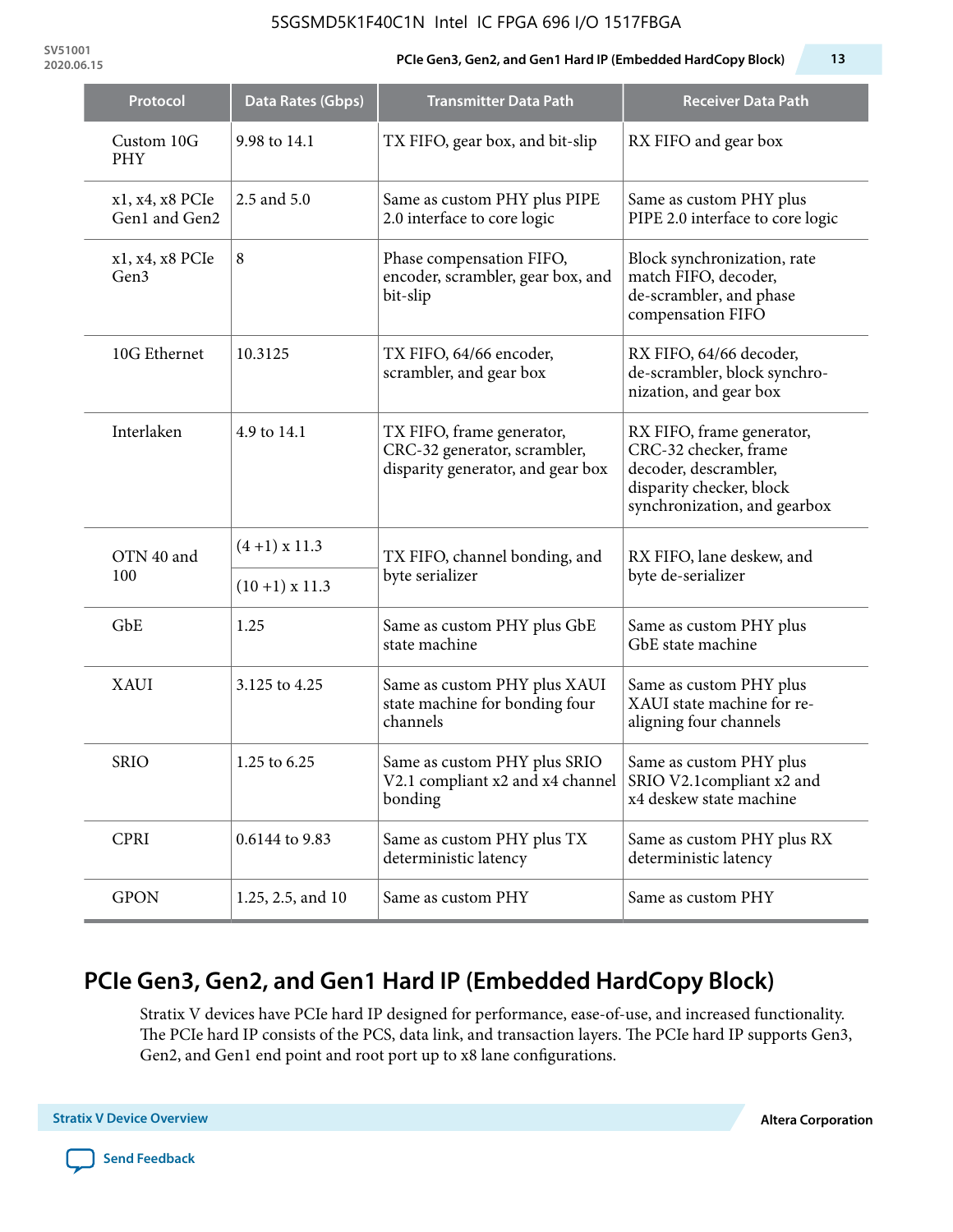| Protocol | Data Rates (Gbps) | Transmitter Data Path | Receiver Data Path |
|---|---|---|---|
| Custom 10G PHY | 9.98 to 14.1 | TX FIFO, gear box, and bit-slip | RX FIFO and gear box |
| x1, x4, x8 PCIe Gen1 and Gen2 | 2.5 and 5.0 | Same as custom PHY plus PIPE 2.0 interface to core logic | Same as custom PHY plus PIPE 2.0 interface to core logic |
| x1, x4, x8 PCIe Gen3 | 8 | Phase compensation FIFO, encoder, scrambler, gear box, and bit-slip | Block synchronization, rate match FIFO, decoder, de-scrambler, and phase compensation FIFO |
| 10G Ethernet | 10.3125 | TX FIFO, 64/66 encoder, scrambler, and gear box | RX FIFO, 64/66 decoder, de-scrambler, block synchronization, and gear box |
| Interlaken | 4.9 to 14.1 | TX FIFO, frame generator, CRC-32 generator, scrambler, disparity generator, and gear box | RX FIFO, frame generator, CRC-32 checker, frame decoder, descrambler, disparity checker, block synchronization, and gearbox |
| OTN 40 and 100 | (4 +1) x 11.3<br>(10 +1) x 11.3 | TX FIFO, channel bonding, and byte serializer | RX FIFO, lane deskew, and byte de-serializer |
| GbE | 1.25 | Same as custom PHY plus GbE state machine | Same as custom PHY plus GbE state machine |
| XAUI | 3.125 to 4.25 | Same as custom PHY plus XAUI state machine for bonding four channels | Same as custom PHY plus XAUI state machine for re-aligning four channels |
| SRIO | 1.25 to 6.25 | Same as custom PHY plus SRIO V2.1 compliant x2 and x4 channel bonding | Same as custom PHY plus SRIO V2.1compliant x2 and x4 deskew state machine |
| CPRI | 0.6144 to 9.83 | Same as custom PHY plus TX deterministic latency | Same as custom PHY plus RX deterministic latency |
| GPON | 1.25, 2.5, and 10 | Same as custom PHY | Same as custom PHY |

## PCIe Gen3, Gen2, and Gen1 Hard IP (Embedded HardCopy Block)

Stratix V devices have PCIe hard IP designed for performance, ease-of-use, and increased functionality. The PCIe hard IP consists of the PCS, data link, and transaction layers. The PCIe hard IP supports Gen3, Gen2, and Gen1 end point and root port up to x8 lane configurations.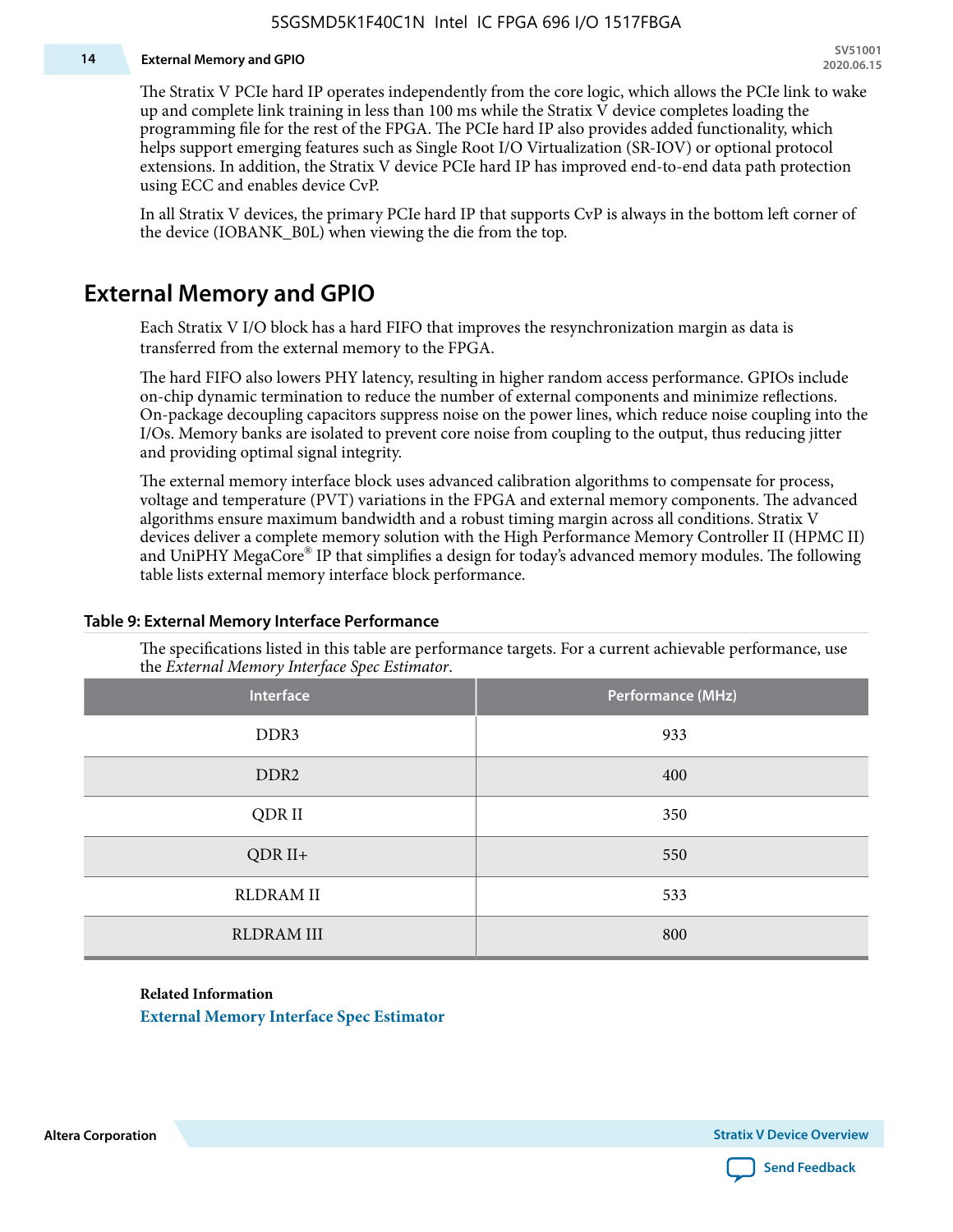The Stratix V PCIe hard IP operates independently from the core logic, which allows the PCIe link to wake up and complete link training in less than 100 ms while the Stratix V device completes loading the programming file for the rest of the FPGA. The PCIe hard IP also provides added functionality, which helps support emerging features such as Single Root I/O Virtualization (SR-IOV) or optional protocol extensions. In addition, the Stratix V device PCIe hard IP has improved end-to-end data path protection using ECC and enables device CvP.

In all Stratix V devices, the primary PCIe hard IP that supports CvP is always in the bottom left corner of the device (IOBANK_B0L) when viewing the die from the top.

## External Memory and GPIO

Each Stratix V I/O block has a hard FIFO that improves the resynchronization margin as data is transferred from the external memory to the FPGA.

The hard FIFO also lowers PHY latency, resulting in higher random access performance. GPIOs include on-chip dynamic termination to reduce the number of external components and minimize reflections. On-package decoupling capacitors suppress noise on the power lines, which reduce noise coupling into the I/Os. Memory banks are isolated to prevent core noise from coupling to the output, thus reducing jitter and providing optimal signal integrity.

The external memory interface block uses advanced calibration algorithms to compensate for process, voltage and temperature (PVT) variations in the FPGA and external memory components. The advanced algorithms ensure maximum bandwidth and a robust timing margin across all conditions. Stratix V devices deliver a complete memory solution with the High Performance Memory Controller II (HPMC II) and UniPHY MegaCore® IP that simplifies a design for today's advanced memory modules. The following table lists external memory interface block performance.

**Table 9: External Memory Interface Performance**

The specifications listed in this table are performance targets. For a current achievable performance, use the *External Memory Interface Spec Estimator*.

| Interface | Performance (MHz) |
|---|---|
| DDR3 | 933 |
| DDR2 | 400 |
| QDR II | 350 |
| QDR II+ | 550 |
| RLDRAM II | 533 |
| RLDRAM III | 800 |

**Related Information**

External Memory Interface Spec Estimator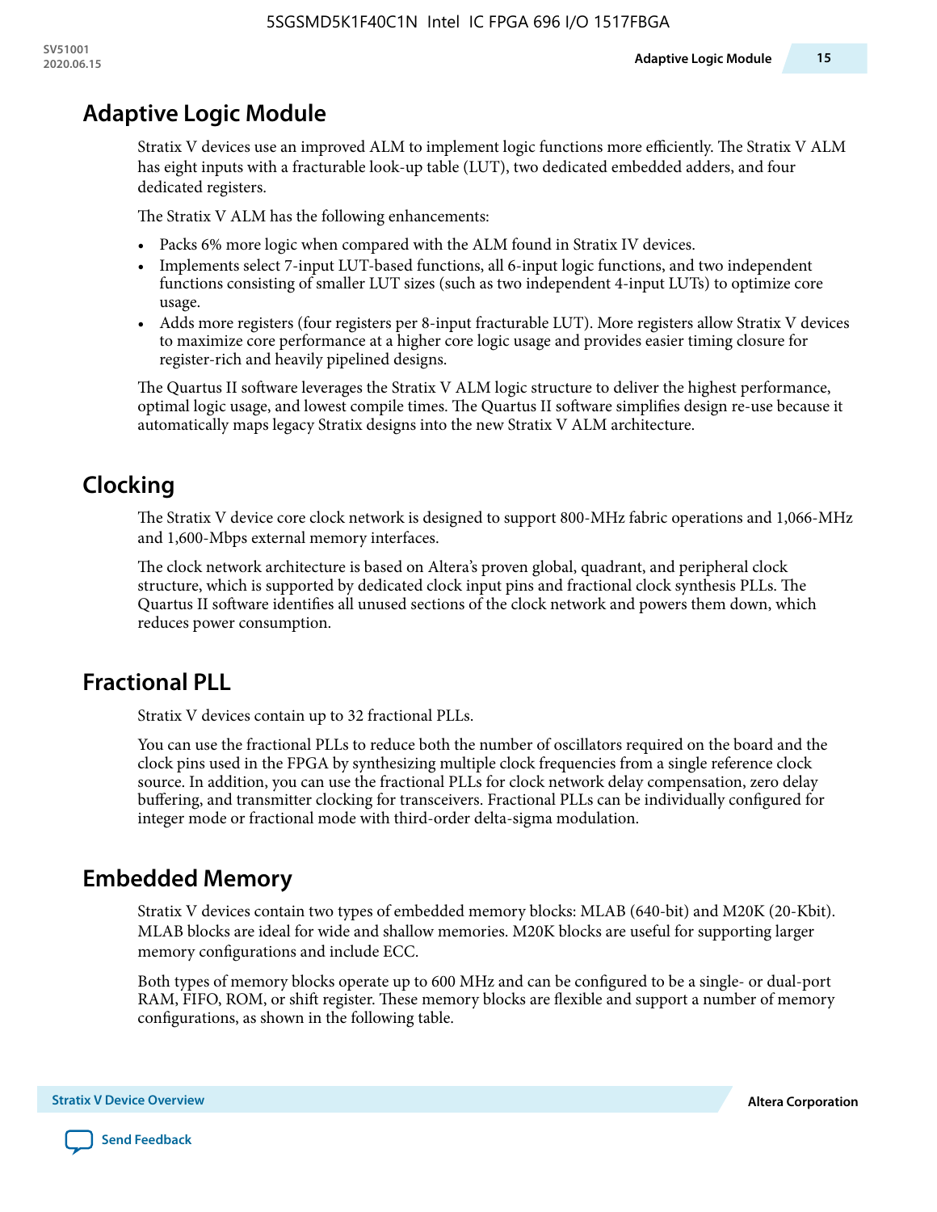## Adaptive Logic Module

Stratix V devices use an improved ALM to implement logic functions more efficiently. The Stratix V ALM has eight inputs with a fracturable look-up table (LUT), two dedicated embedded adders, and four dedicated registers.

The Stratix V ALM has the following enhancements:

- Packs 6% more logic when compared with the ALM found in Stratix IV devices.
- Implements select 7-input LUT-based functions, all 6-input logic functions, and two independent functions consisting of smaller LUT sizes (such as two independent 4-input LUTs) to optimize core usage.
- Adds more registers (four registers per 8-input fracturable LUT). More registers allow Stratix V devices to maximize core performance at a higher core logic usage and provides easier timing closure for register-rich and heavily pipelined designs.

The Quartus II software leverages the Stratix V ALM logic structure to deliver the highest performance, optimal logic usage, and lowest compile times. The Quartus II software simplifies design re-use because it automatically maps legacy Stratix designs into the new Stratix V ALM architecture.

## Clocking

The Stratix V device core clock network is designed to support 800-MHz fabric operations and 1,066-MHz and 1,600-Mbps external memory interfaces.

The clock network architecture is based on Altera's proven global, quadrant, and peripheral clock structure, which is supported by dedicated clock input pins and fractional clock synthesis PLLs. The Quartus II software identifies all unused sections of the clock network and powers them down, which reduces power consumption.

## Fractional PLL

Stratix V devices contain up to 32 fractional PLLs.

You can use the fractional PLLs to reduce both the number of oscillators required on the board and the clock pins used in the FPGA by synthesizing multiple clock frequencies from a single reference clock source. In addition, you can use the fractional PLLs for clock network delay compensation, zero delay buffering, and transmitter clocking for transceivers. Fractional PLLs can be individually configured for integer mode or fractional mode with third-order delta-sigma modulation.

## Embedded Memory

Stratix V devices contain two types of embedded memory blocks: MLAB (640-bit) and M20K (20-Kbit). MLAB blocks are ideal for wide and shallow memories. M20K blocks are useful for supporting larger memory configurations and include ECC.

Both types of memory blocks operate up to 600 MHz and can be configured to be a single- or dual-port RAM, FIFO, ROM, or shift register. These memory blocks are flexible and support a number of memory configurations, as shown in the following table.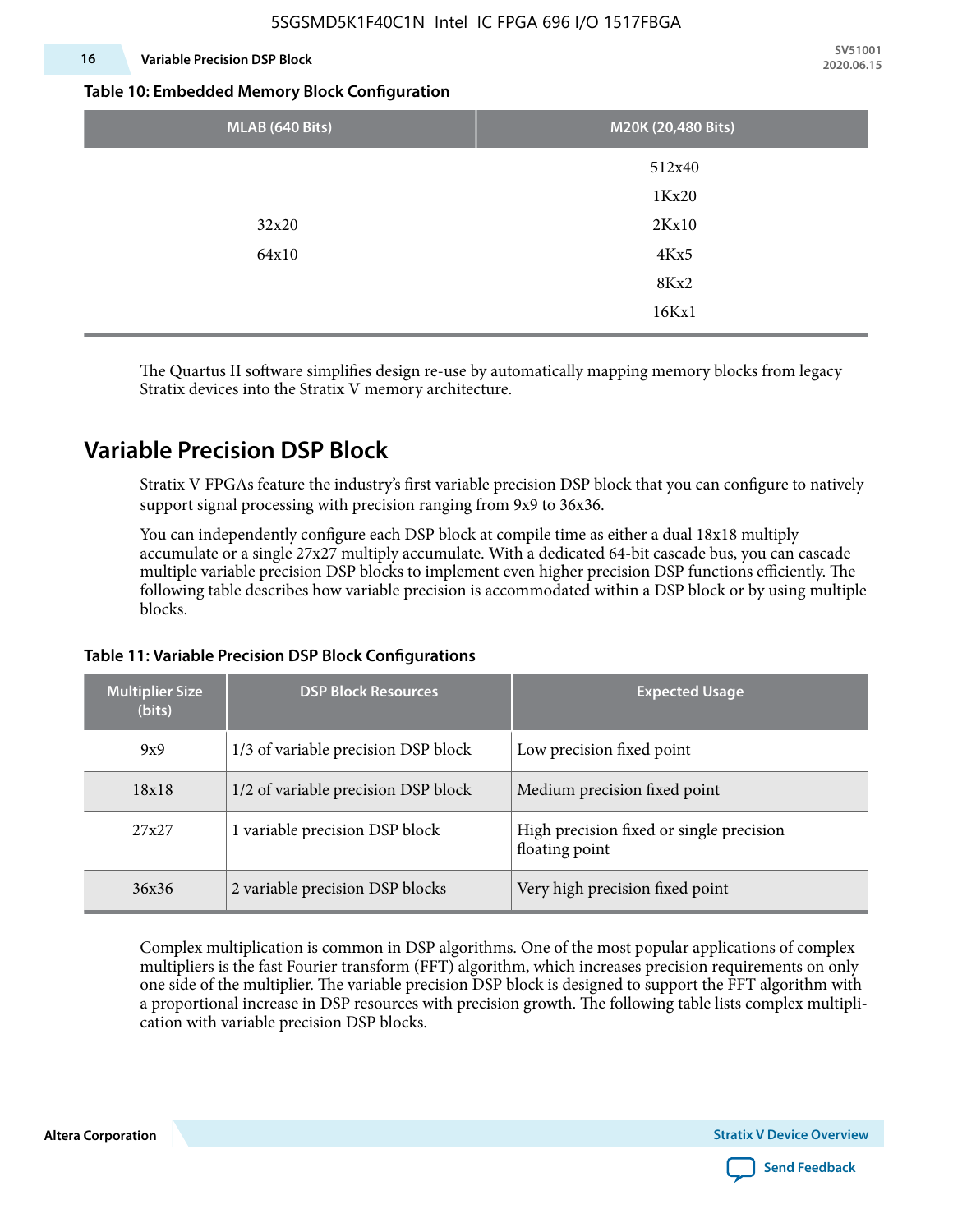**Table 10: Embedded Memory Block Configuration**

| MLAB (640 Bits) | M20K (20,480 Bits) |
|---|---|
| 32x20<br>64x10 | 512x40<br>1Kx20<br>2Kx10<br>4Kx5<br>8Kx2<br>16Kx1 |

The Quartus II software simplifies design re-use by automatically mapping memory blocks from legacy Stratix devices into the Stratix V memory architecture.

## Variable Precision DSP Block

Stratix V FPGAs feature the industry's first variable precision DSP block that you can configure to natively support signal processing with precision ranging from 9x9 to 36x36.

You can independently configure each DSP block at compile time as either a dual 18x18 multiply accumulate or a single 27x27 multiply accumulate. With a dedicated 64-bit cascade bus, you can cascade multiple variable precision DSP blocks to implement even higher precision DSP functions efficiently. The following table describes how variable precision is accommodated within a DSP block or by using multiple blocks.

**Table 11: Variable Precision DSP Block Configurations**

| Multiplier Size (bits) | DSP Block Resources | Expected Usage |
|---|---|---|
| 9x9 | 1/3 of variable precision DSP block | Low precision fixed point |
| 18x18 | 1/2 of variable precision DSP block | Medium precision fixed point |
| 27x27 | 1 variable precision DSP block | High precision fixed or single precision floating point |
| 36x36 | 2 variable precision DSP blocks | Very high precision fixed point |

Complex multiplication is common in DSP algorithms. One of the most popular applications of complex multipliers is the fast Fourier transform (FFT) algorithm, which increases precision requirements on only one side of the multiplier. The variable precision DSP block is designed to support the FFT algorithm with a proportional increase in DSP resources with precision growth. The following table lists complex multiplication with variable precision DSP blocks.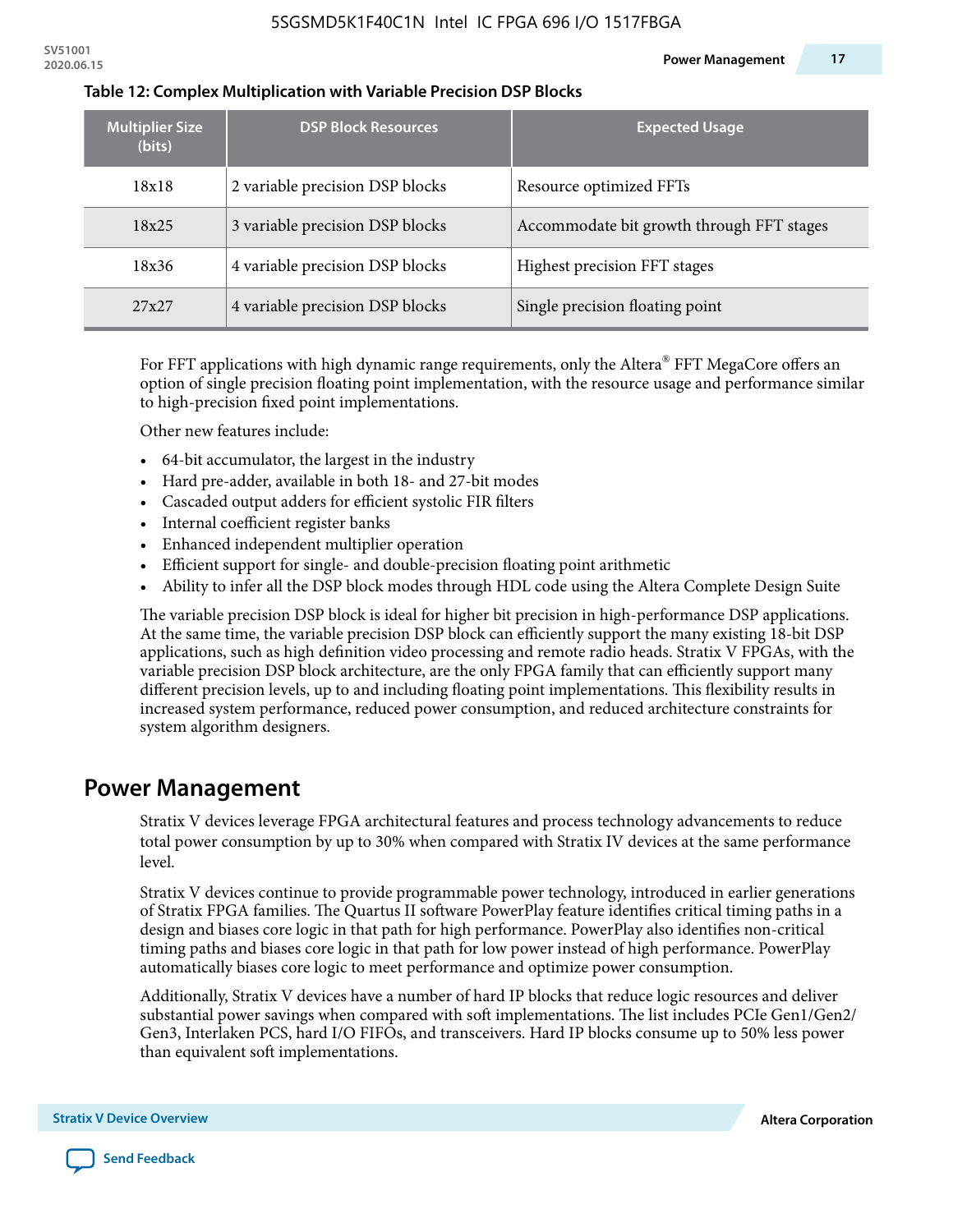**Table 12: Complex Multiplication with Variable Precision DSP Blocks**

| Multiplier Size (bits) | DSP Block Resources | Expected Usage |
|---|---|---|
| 18x18 | 2 variable precision DSP blocks | Resource optimized FFTs |
| 18x25 | 3 variable precision DSP blocks | Accommodate bit growth through FFT stages |
| 18x36 | 4 variable precision DSP blocks | Highest precision FFT stages |
| 27x27 | 4 variable precision DSP blocks | Single precision floating point |

For FFT applications with high dynamic range requirements, only the Altera® FFT MegaCore offers an option of single precision floating point implementation, with the resource usage and performance similar to high-precision fixed point implementations.

Other new features include:

- 64-bit accumulator, the largest in the industry
- Hard pre-adder, available in both 18- and 27-bit modes
- Cascaded output adders for efficient systolic FIR filters
- Internal coefficient register banks
- Enhanced independent multiplier operation
- Efficient support for single- and double-precision floating point arithmetic
- Ability to infer all the DSP block modes through HDL code using the Altera Complete Design Suite

The variable precision DSP block is ideal for higher bit precision in high-performance DSP applications. At the same time, the variable precision DSP block can efficiently support the many existing 18-bit DSP applications, such as high definition video processing and remote radio heads. Stratix V FPGAs, with the variable precision DSP block architecture, are the only FPGA family that can efficiently support many different precision levels, up to and including floating point implementations. This flexibility results in increased system performance, reduced power consumption, and reduced architecture constraints for system algorithm designers.

## Power Management

Stratix V devices leverage FPGA architectural features and process technology advancements to reduce total power consumption by up to 30% when compared with Stratix IV devices at the same performance level.

Stratix V devices continue to provide programmable power technology, introduced in earlier generations of Stratix FPGA families. The Quartus II software PowerPlay feature identifies critical timing paths in a design and biases core logic in that path for high performance. PowerPlay also identifies non-critical timing paths and biases core logic in that path for low power instead of high performance. PowerPlay automatically biases core logic to meet performance and optimize power consumption.

Additionally, Stratix V devices have a number of hard IP blocks that reduce logic resources and deliver substantial power savings when compared with soft implementations. The list includes PCIe Gen1/Gen2/Gen3, Interlaken PCS, hard I/O FIFOs, and transceivers. Hard IP blocks consume up to 50% less power than equivalent soft implementations.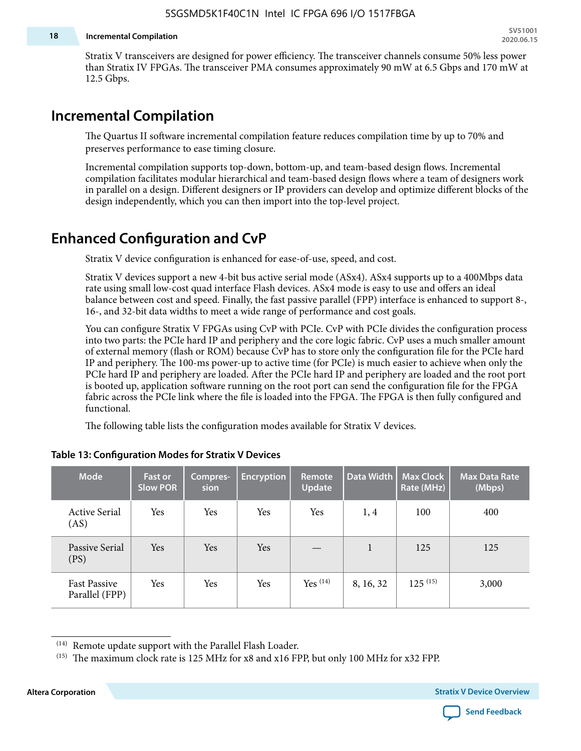Stratix V transceivers are designed for power efficiency. The transceiver channels consume 50% less power than Stratix IV FPGAs. The transceiver PMA consumes approximately 90 mW at 6.5 Gbps and 170 mW at 12.5 Gbps.

## Incremental Compilation

The Quartus II software incremental compilation feature reduces compilation time by up to 70% and preserves performance to ease timing closure.

Incremental compilation supports top-down, bottom-up, and team-based design flows. Incremental compilation facilitates modular hierarchical and team-based design flows where a team of designers work in parallel on a design. Different designers or IP providers can develop and optimize different blocks of the design independently, which you can then import into the top-level project.

## Enhanced Configuration and CvP

Stratix V device configuration is enhanced for ease-of-use, speed, and cost.

Stratix V devices support a new 4-bit bus active serial mode (ASx4). ASx4 supports up to a 400Mbps data rate using small low-cost quad interface Flash devices. ASx4 mode is easy to use and offers an ideal balance between cost and speed. Finally, the fast passive parallel (FPP) interface is enhanced to support 8-, 16-, and 32-bit data widths to meet a wide range of performance and cost goals.

You can configure Stratix V FPGAs using CvP with PCIe. CvP with PCIe divides the configuration process into two parts: the PCIe hard IP and periphery and the core logic fabric. CvP uses a much smaller amount of external memory (flash or ROM) because CvP has to store only the configuration file for the PCIe hard IP and periphery. The 100-ms power-up to active time (for PCIe) is much easier to achieve when only the PCIe hard IP and periphery are loaded. After the PCIe hard IP and periphery are loaded and the root port is booted up, application software running on the root port can send the configuration file for the FPGA fabric across the PCIe link where the file is loaded into the FPGA. The FPGA is then fully configured and functional.

The following table lists the configuration modes available for Stratix V devices.

**Table 13: Configuration Modes for Stratix V Devices**

| Mode | Fast or Slow POR | Compres-sion | Encryption | Remote Update | Data Width | Max Clock Rate (MHz) | Max Data Rate (Mbps) |
|---|---|---|---|---|---|---|---|
| Active Serial (AS) | Yes | Yes | Yes | Yes | 1, 4 | 100 | 400 |
| Passive Serial (PS) | Yes | Yes | Yes | — | 1 | 125 | 125 |
| Fast Passive Parallel (FPP) | Yes | Yes | Yes | Yes [14] | 8, 16, 32 | 125 [15] | 3,000 |

[14] Remote update support with the Parallel Flash Loader.

[15] The maximum clock rate is 125 MHz for x8 and x16 FPP, but only 100 MHz for x32 FPP.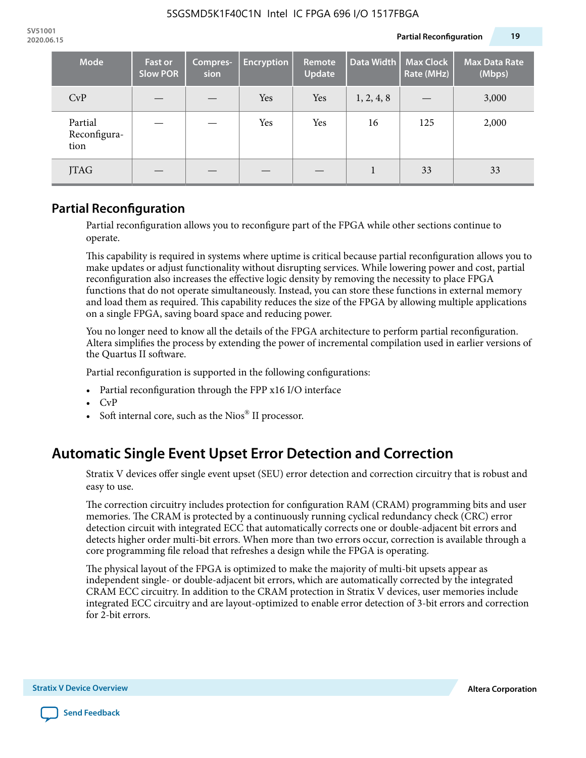| Mode | Fast or Slow POR | Compres-sion | Encryption | Remote Update | Data Width | Max Clock Rate (MHz) | Max Data Rate (Mbps) |
|---|---|---|---|---|---|---|---|
| CvP | — | — | Yes | Yes | 1, 2, 4, 8 | — | 3,000 |
| Partial Reconfigura-tion | — | — | Yes | Yes | 16 | 125 | 2,000 |
| JTAG | — | — | — | — | 1 | 33 | 33 |

## Partial Reconfiguration

Partial reconfiguration allows you to reconfigure part of the FPGA while other sections continue to operate.

This capability is required in systems where uptime is critical because partial reconfiguration allows you to make updates or adjust functionality without disrupting services. While lowering power and cost, partial reconfiguration also increases the effective logic density by removing the necessity to place FPGA functions that do not operate simultaneously. Instead, you can store these functions in external memory and load them as required. This capability reduces the size of the FPGA by allowing multiple applications on a single FPGA, saving board space and reducing power.

You no longer need to know all the details of the FPGA architecture to perform partial reconfiguration. Altera simplifies the process by extending the power of incremental compilation used in earlier versions of the Quartus II software.

Partial reconfiguration is supported in the following configurations:

- Partial reconfiguration through the FPP x16 I/O interface
- CvP
- Soft internal core, such as the Nios® II processor.

# Automatic Single Event Upset Error Detection and Correction

Stratix V devices offer single event upset (SEU) error detection and correction circuitry that is robust and easy to use.

The correction circuitry includes protection for configuration RAM (CRAM) programming bits and user memories. The CRAM is protected by a continuously running cyclical redundancy check (CRC) error detection circuit with integrated ECC that automatically corrects one or double-adjacent bit errors and detects higher order multi-bit errors. When more than two errors occur, correction is available through a core programming file reload that refreshes a design while the FPGA is operating.

The physical layout of the FPGA is optimized to make the majority of multi-bit upsets appear as independent single- or double-adjacent bit errors, which are automatically corrected by the integrated CRAM ECC circuitry. In addition to the CRAM protection in Stratix V devices, user memories include integrated ECC circuitry and are layout-optimized to enable error detection of 3-bit errors and correction for 2-bit errors.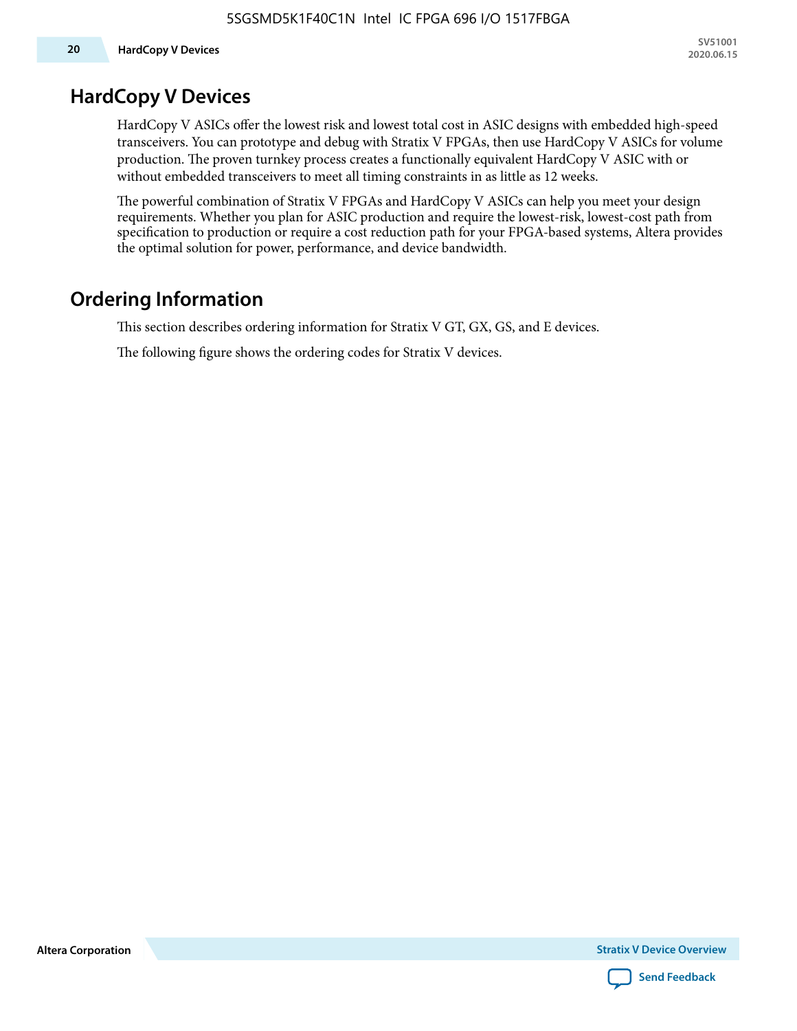## HardCopy V Devices

HardCopy V ASICs offer the lowest risk and lowest total cost in ASIC designs with embedded high-speed transceivers. You can prototype and debug with Stratix V FPGAs, then use HardCopy V ASICs for volume production. The proven turnkey process creates a functionally equivalent HardCopy V ASIC with or without embedded transceivers to meet all timing constraints in as little as 12 weeks.

The powerful combination of Stratix V FPGAs and HardCopy V ASICs can help you meet your design requirements. Whether you plan for ASIC production and require the lowest-risk, lowest-cost path from specification to production or require a cost reduction path for your FPGA-based systems, Altera provides the optimal solution for power, performance, and device bandwidth.

## Ordering Information

This section describes ordering information for Stratix V GT, GX, GS, and E devices.

The following figure shows the ordering codes for Stratix V devices.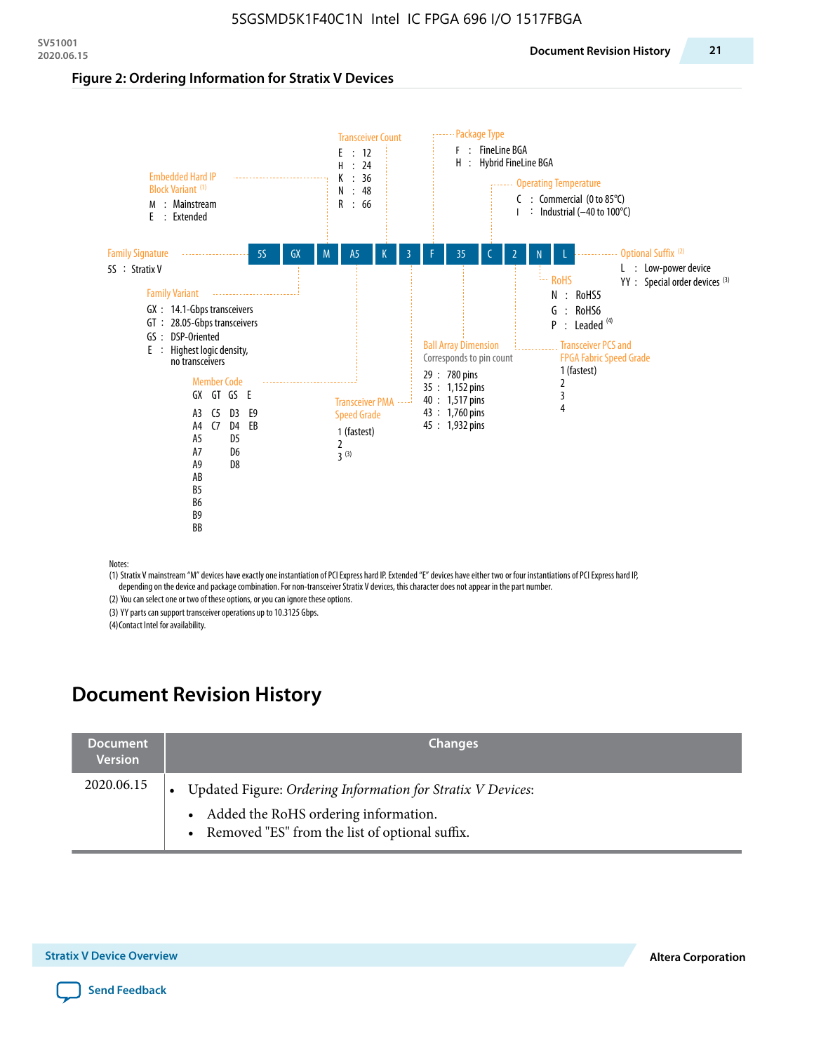**Figure 2: Ordering Information for Stratix V Devices**

| 5S | GX | M | A5 | K | 3 | F | 35 | C | 2 | N | L |
|---|---|---|---|---|---|---|---|---|---|---|---|

**Family Signature**
- 5S : Stratix V

**Family Variant**
- GX : 14.1-Gbps transceivers
- GT : 28.05-Gbps transceivers
- GS : DSP-Oriented
- E : Highest logic density, no transceivers

**Embedded Hard IP Block Variant** [(1)]
- M : Mainstream
- E : Extended

**Member Code**

| GX | GT | GS | E |
|---|---|---|---|
| A3 | C5 | D3 | E9 |
| A4 | C7 | D4 | EB |
| A5 | | D5 | |
| A7 | | D6 | |
| A9 | | D8 | |
| AB | | | |
| B5 | | | |
| B6 | | | |
| B9 | | | |
| BB | | | |

**Transceiver Count**
- E : 12
- H : 24
- K : 36
- N : 48
- R : 66

**Transceiver PMA Speed Grade**
- 1 (fastest)
- 2
- 3 [(3)]

**Package Type**
- F : FineLine BGA
- H : Hybrid FineLine BGA

**Ball Array Dimension**
Corresponds to pin count
- 29 : 780 pins
- 35 : 1,152 pins
- 40 : 1,517 pins
- 43 : 1,760 pins
- 45 : 1,932 pins

**Operating Temperature**
- C : Commercial (0 to 85°C)
- I : Industrial (–40 to 100°C)

**Transceiver PCS and FPGA Fabric Speed Grade**
- 1 (fastest)
- 2
- 3
- 4

**RoHS**
- N : RoHS5
- G : RoHS6
- P : Leaded [(4)]

**Optional Suffix** [(2)]
- L : Low-power device
- YY : Special order devices [(3)]

Notes:
(1) Stratix V mainstream "M" devices have exactly one instantiation of PCI Express hard IP. Extended "E" devices have either two or four instantiations of PCI Express hard IP, depending on the device and package combination. For non-transceiver Stratix V devices, this character does not appear in the part number.
(2) You can select one or two of these options, or you can ignore these options.
(3) YY parts can support transceiver operations up to 10.3125 Gbps.
(4) Contact Intel for availability.

# Document Revision History

| Document Version | Changes |
|---|---|
| 2020.06.15 | • Updated Figure: *Ordering Information for Stratix V Devices*:<br>  • Added the RoHS ordering information.<br>  • Removed "ES" from the list of optional suffix. |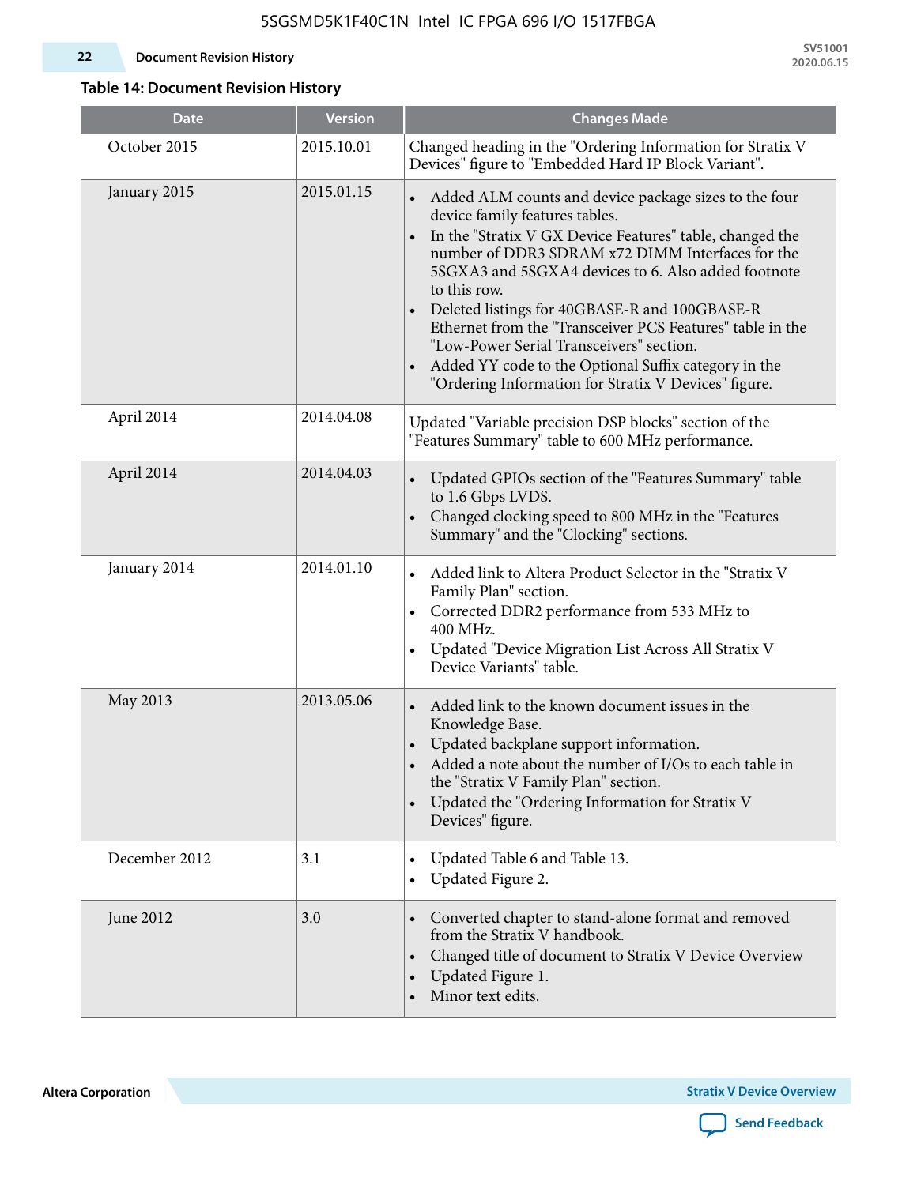**Table 14: Document Revision History**

| Date | Version | Changes Made |
|---|---|---|
| October 2015 | 2015.10.01 | Changed heading in the "Ordering Information for Stratix V Devices" figure to "Embedded Hard IP Block Variant". |
| January 2015 | 2015.01.15 | • Added ALM counts and device package sizes to the four device family features tables.<br>• In the "Stratix V GX Device Features" table, changed the number of DDR3 SDRAM x72 DIMM Interfaces for the 5SGXA3 and 5SGXA4 devices to 6. Also added footnote to this row.<br>• Deleted listings for 40GBASE-R and 100GBASE-R Ethernet from the "Transceiver PCS Features" table in the "Low-Power Serial Transceivers" section.<br>• Added YY code to the Optional Suffix category in the "Ordering Information for Stratix V Devices" figure. |
| April 2014 | 2014.04.08 | Updated "Variable precision DSP blocks" section of the "Features Summary" table to 600 MHz performance. |
| April 2014 | 2014.04.03 | • Updated GPIOs section of the "Features Summary" table to 1.6 Gbps LVDS.<br>• Changed clocking speed to 800 MHz in the "Features Summary" and the "Clocking" sections. |
| January 2014 | 2014.01.10 | • Added link to Altera Product Selector in the "Stratix V Family Plan" section.<br>• Corrected DDR2 performance from 533 MHz to 400 MHz.<br>• Updated "Device Migration List Across All Stratix V Device Variants" table. |
| May 2013 | 2013.05.06 | • Added link to the known document issues in the Knowledge Base.<br>• Updated backplane support information.<br>• Added a note about the number of I/Os to each table in the "Stratix V Family Plan" section.<br>• Updated the "Ordering Information for Stratix V Devices" figure. |
| December 2012 | 3.1 | • Updated Table 6 and Table 13.<br>• Updated Figure 2. |
| June 2012 | 3.0 | • Converted chapter to stand-alone format and removed from the Stratix V handbook.<br>• Changed title of document to Stratix V Device Overview<br>• Updated Figure 1.<br>• Minor text edits. |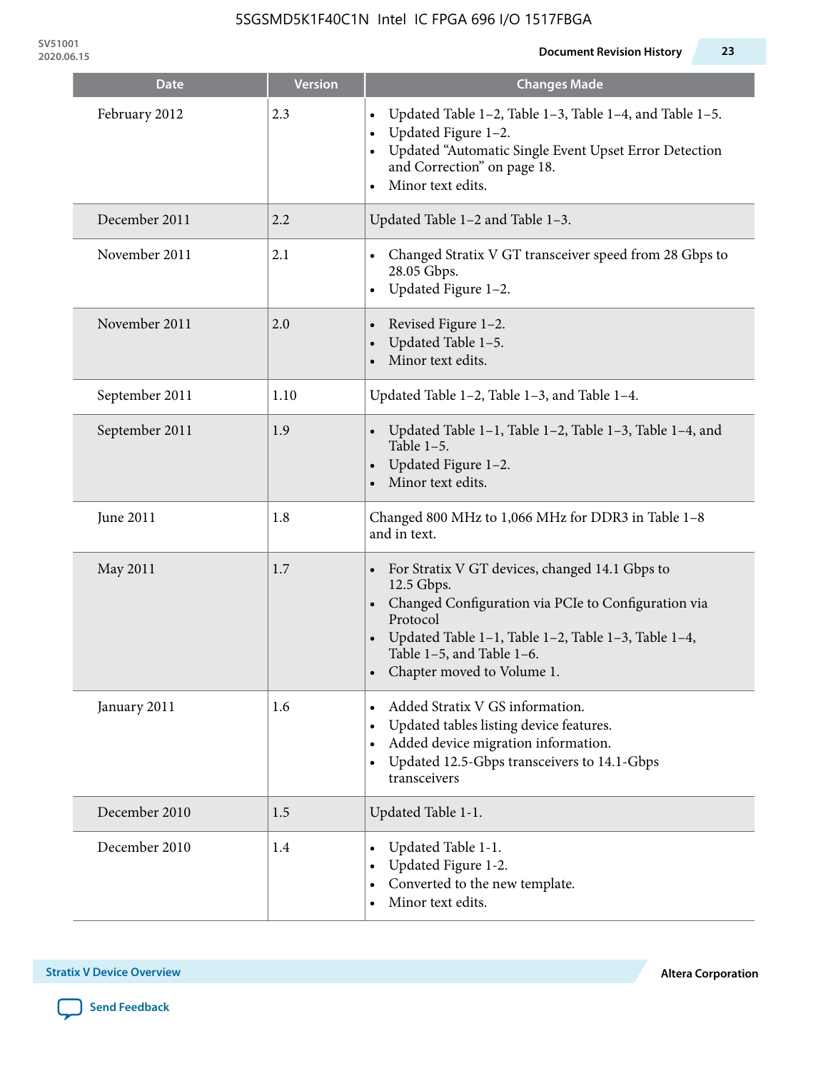| Date | Version | Changes Made |
|---|---|---|
| February 2012 | 2.3 | • Updated Table 1–2, Table 1–3, Table 1–4, and Table 1–5.<br>• Updated Figure 1–2.<br>• Updated "Automatic Single Event Upset Error Detection and Correction" on page 18.<br>• Minor text edits. |
| December 2011 | 2.2 | Updated Table 1–2 and Table 1–3. |
| November 2011 | 2.1 | • Changed Stratix V GT transceiver speed from 28 Gbps to 28.05 Gbps.<br>• Updated Figure 1–2. |
| November 2011 | 2.0 | • Revised Figure 1–2.<br>• Updated Table 1–5.<br>• Minor text edits. |
| September 2011 | 1.10 | Updated Table 1–2, Table 1–3, and Table 1–4. |
| September 2011 | 1.9 | • Updated Table 1–1, Table 1–2, Table 1–3, Table 1–4, and Table 1–5.<br>• Updated Figure 1–2.<br>• Minor text edits. |
| June 2011 | 1.8 | Changed 800 MHz to 1,066 MHz for DDR3 in Table 1–8 and in text. |
| May 2011 | 1.7 | • For Stratix V GT devices, changed 14.1 Gbps to 12.5 Gbps.<br>• Changed Configuration via PCIe to Configuration via Protocol<br>• Updated Table 1–1, Table 1–2, Table 1–3, Table 1–4, Table 1–5, and Table 1–6.<br>• Chapter moved to Volume 1. |
| January 2011 | 1.6 | • Added Stratix V GS information.<br>• Updated tables listing device features.<br>• Added device migration information.<br>• Updated 12.5-Gbps transceivers to 14.1-Gbps transceivers |
| December 2010 | 1.5 | Updated Table 1-1. |
| December 2010 | 1.4 | • Updated Table 1-1.<br>• Updated Figure 1-2.<br>• Converted to the new template.<br>• Minor text edits. |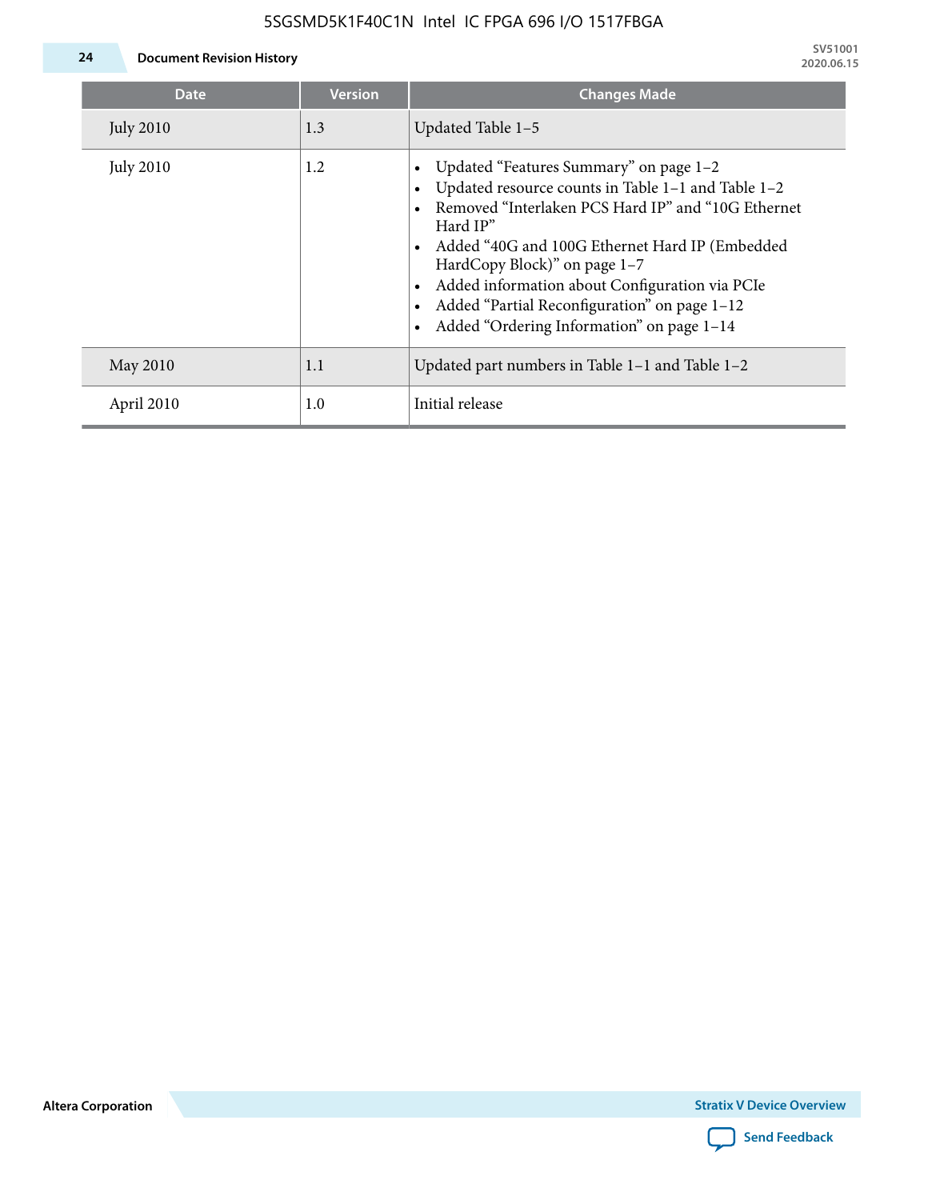| Date | Version | Changes Made |
| --- | --- | --- |
| July 2010 | 1.3 | Updated Table 1–5 |
| July 2010 | 1.2 | • Updated “Features Summary” on page 1–2<br>• Updated resource counts in Table 1–1 and Table 1–2<br>• Removed “Interlaken PCS Hard IP” and “10G Ethernet Hard IP”<br>• Added “40G and 100G Ethernet Hard IP (Embedded HardCopy Block)” on page 1–7<br>• Added information about Configuration via PCIe<br>• Added “Partial Reconfiguration” on page 1–12<br>• Added “Ordering Information” on page 1–14 |
| May 2010 | 1.1 | Updated part numbers in Table 1–1 and Table 1–2 |
| April 2010 | 1.0 | Initial release |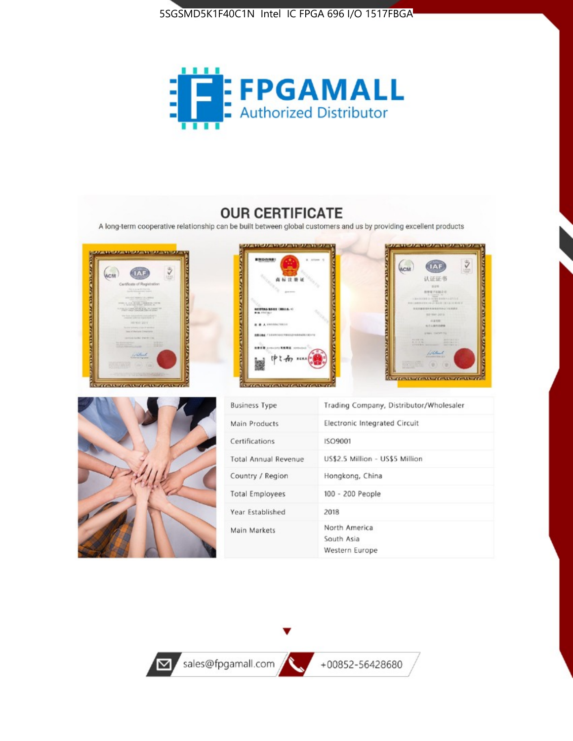FPGAMALL
Authorized Distributor

## OUR CERTIFICATE

A long-term cooperative relationship can be built between global customers and us by providing excellent products

| | |
|---|---|
| Business Type | Trading Company, Distributor/Wholesaler |
| Main Products | Electronic Integrated Circuit |
| Certifications | ISO9001 |
| Total Annual Revenue | US$2.5 Million - US$5 Million |
| Country / Region | Hongkong, China |
| Total Employees | 100 - 200 People |
| Year Established | 2018 |
| Main Markets | North America<br>South Asia<br>Western Europe |

sales@fpgamall.com

+00852-56428680